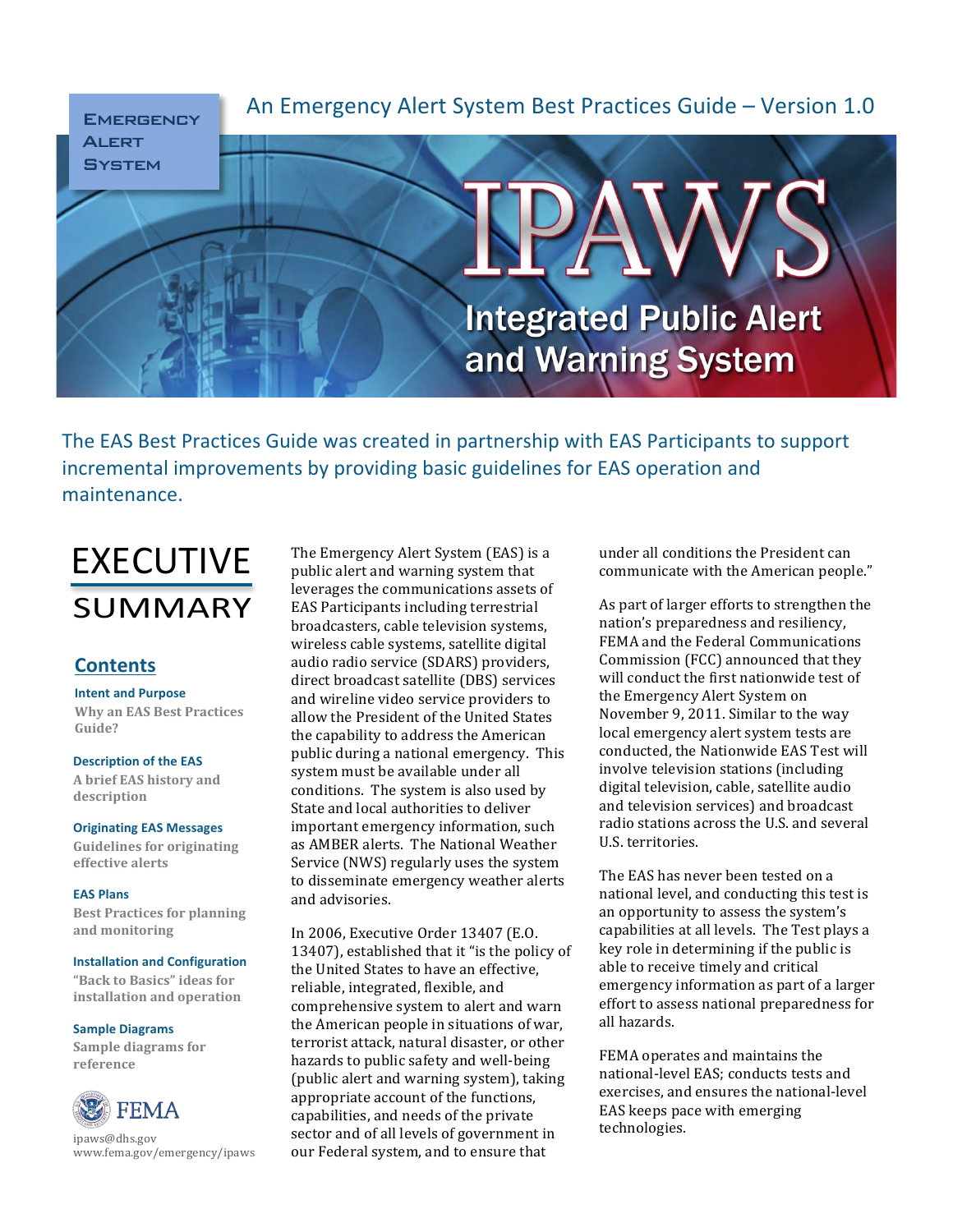Emergency Alert System

An Emergency Alert System Best Practices Guide – Version 1.0

# IPAWS

## Integrated Public Alert and Warning System

The EAS Best Practices Guide was created in partnership with EAS Participants to support incremental improvements by providing basic guidelines for EAS operation and maintenance.

# EXECUTIVE SUMMARY

## Contents

**Intent and Purpose**
Why an EAS Best Practices Guide?

**Description of the EAS**
A brief EAS history and description

**Originating EAS Messages**
Guidelines for originating effective alerts

**EAS Plans**
Best Practices for planning and monitoring

**Installation and Configuration**
"Back to Basics" ideas for installation and operation

**Sample Diagrams**
Sample diagrams for reference

FEMA

ipaws@dhs.gov
www.fema.gov/emergency/ipaws

The Emergency Alert System (EAS) is a public alert and warning system that leverages the communications assets of EAS Participants including terrestrial broadcasters, cable television systems, wireless cable systems, satellite digital audio radio service (SDARS) providers, direct broadcast satellite (DBS) services and wireline video service providers to allow the President of the United States the capability to address the American public during a national emergency. This system must be available under all conditions. The system is also used by State and local authorities to deliver important emergency information, such as AMBER alerts. The National Weather Service (NWS) regularly uses the system to disseminate emergency weather alerts and advisories.

In 2006, Executive Order 13407 (E.O. 13407), established that it "is the policy of the United States to have an effective, reliable, integrated, flexible, and comprehensive system to alert and warn the American people in situations of war, terrorist attack, natural disaster, or other hazards to public safety and well-being (public alert and warning system), taking appropriate account of the functions, capabilities, and needs of the private sector and of all levels of government in our Federal system, and to ensure that under all conditions the President can communicate with the American people."

As part of larger efforts to strengthen the nation's preparedness and resiliency, FEMA and the Federal Communications Commission (FCC) announced that they will conduct the first nationwide test of the Emergency Alert System on November 9, 2011. Similar to the way local emergency alert system tests are conducted, the Nationwide EAS Test will involve television stations (including digital television, cable, satellite audio and television services) and broadcast radio stations across the U.S. and several U.S. territories.

The EAS has never been tested on a national level, and conducting this test is an opportunity to assess the system's capabilities at all levels. The Test plays a key role in determining if the public is able to receive timely and critical emergency information as part of a larger effort to assess national preparedness for all hazards.

FEMA operates and maintains the national-level EAS; conducts tests and exercises, and ensures the national-level EAS keeps pace with emerging technologies.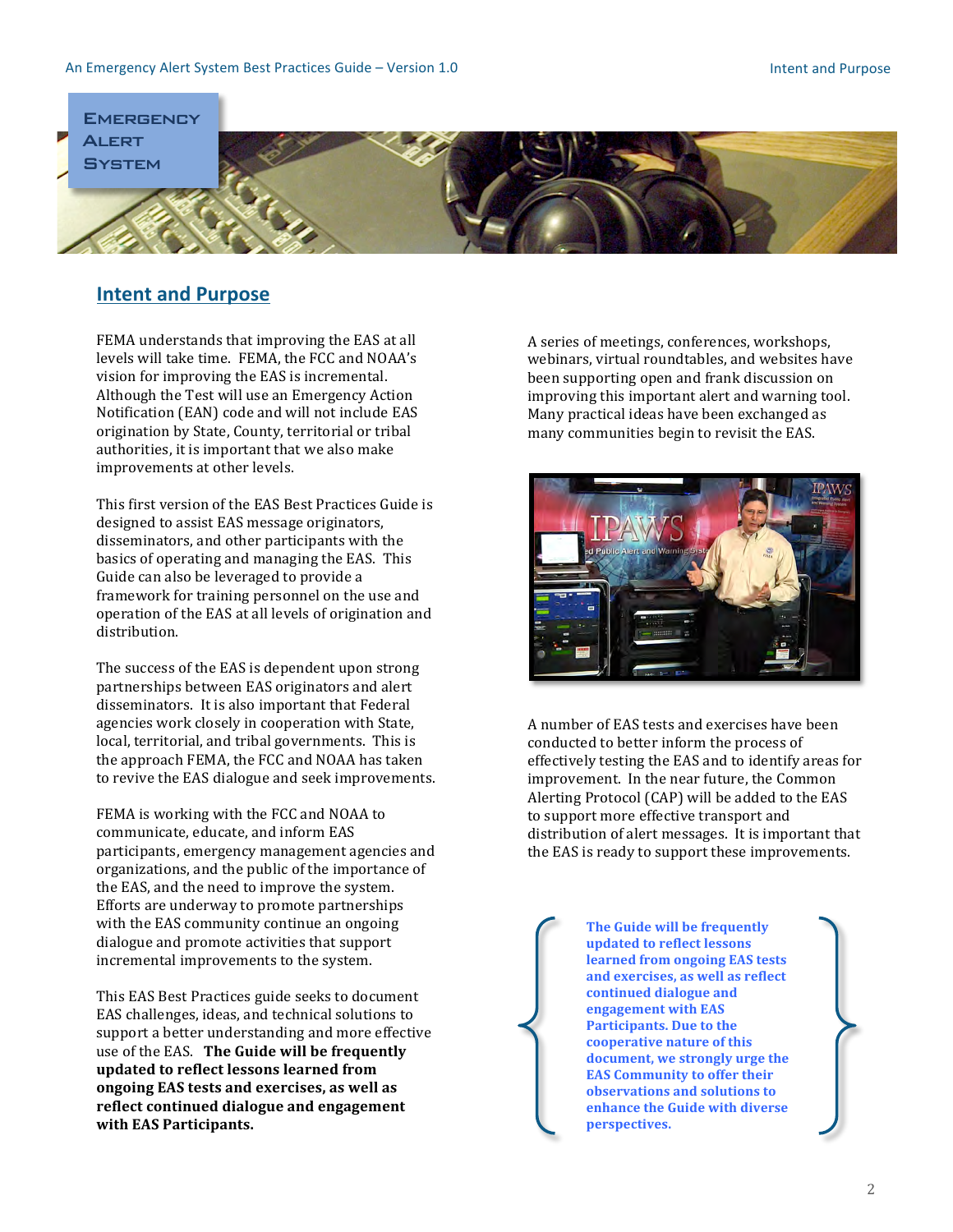## Intent and Purpose

FEMA understands that improving the EAS at all levels will take time. FEMA, the FCC and NOAA's vision for improving the EAS is incremental. Although the Test will use an Emergency Action Notification (EAN) code and will not include EAS origination by State, County, territorial or tribal authorities, it is important that we also make improvements at other levels.

This first version of the EAS Best Practices Guide is designed to assist EAS message originators, disseminators, and other participants with the basics of operating and managing the EAS. This Guide can also be leveraged to provide a framework for training personnel on the use and operation of the EAS at all levels of origination and distribution.

The success of the EAS is dependent upon strong partnerships between EAS originators and alert disseminators. It is also important that Federal agencies work closely in cooperation with State, local, territorial, and tribal governments. This is the approach FEMA, the FCC and NOAA has taken to revive the EAS dialogue and seek improvements.

FEMA is working with the FCC and NOAA to communicate, educate, and inform EAS participants, emergency management agencies and organizations, and the public of the importance of the EAS, and the need to improve the system. Efforts are underway to promote partnerships with the EAS community continue an ongoing dialogue and promote activities that support incremental improvements to the system.

This EAS Best Practices guide seeks to document EAS challenges, ideas, and technical solutions to support a better understanding and more effective use of the EAS. **The Guide will be frequently updated to reflect lessons learned from ongoing EAS tests and exercises, as well as reflect continued dialogue and engagement with EAS Participants.**

A series of meetings, conferences, workshops, webinars, virtual roundtables, and websites have been supporting open and frank discussion on improving this important alert and warning tool. Many practical ideas have been exchanged as many communities begin to revisit the EAS.

A number of EAS tests and exercises have been conducted to better inform the process of effectively testing the EAS and to identify areas for improvement. In the near future, the Common Alerting Protocol (CAP) will be added to the EAS to support more effective transport and distribution of alert messages. It is important that the EAS is ready to support these improvements.

> **The Guide will be frequently updated to reflect lessons learned from ongoing EAS tests and exercises, as well as reflect continued dialogue and engagement with EAS Participants. Due to the cooperative nature of this document, we strongly urge the EAS Community to offer their observations and solutions to enhance the Guide with diverse perspectives.**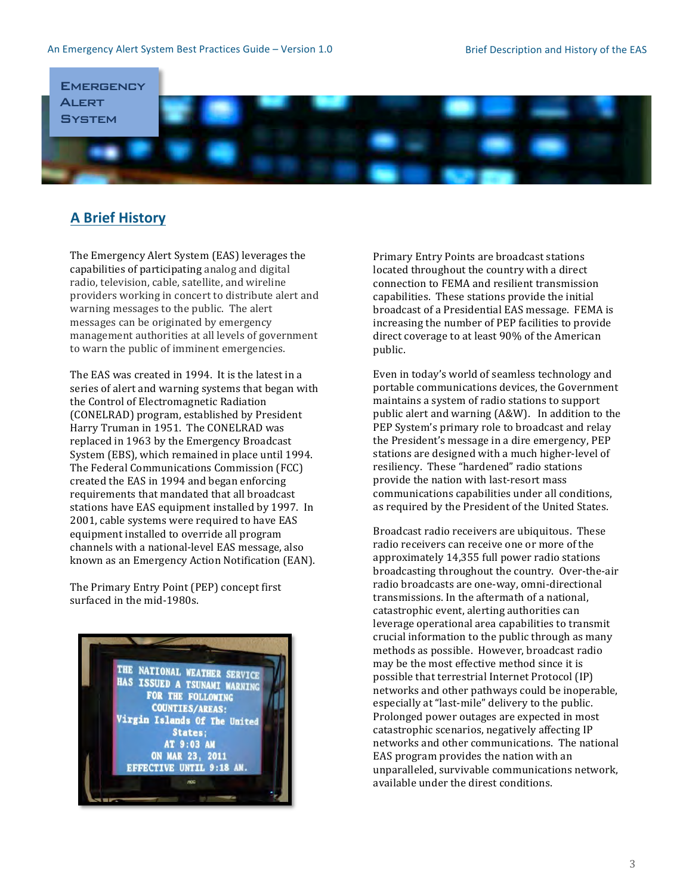## A Brief History

The Emergency Alert System (EAS) leverages the capabilities of participating analog and digital radio, television, cable, satellite, and wireline providers working in concert to distribute alert and warning messages to the public. The alert messages can be originated by emergency management authorities at all levels of government to warn the public of imminent emergencies.

The EAS was created in 1994. It is the latest in a series of alert and warning systems that began with the Control of Electromagnetic Radiation (CONELRAD) program, established by President Harry Truman in 1951. The CONELRAD was replaced in 1963 by the Emergency Broadcast System (EBS), which remained in place until 1994. The Federal Communications Commission (FCC) created the EAS in 1994 and began enforcing requirements that mandated that all broadcast stations have EAS equipment installed by 1997. In 2001, cable systems were required to have EAS equipment installed to override all program channels with a national-level EAS message, also known as an Emergency Action Notification (EAN).

The Primary Entry Point (PEP) concept first surfaced in the mid-1980s.

Primary Entry Points are broadcast stations located throughout the country with a direct connection to FEMA and resilient transmission capabilities. These stations provide the initial broadcast of a Presidential EAS message. FEMA is increasing the number of PEP facilities to provide direct coverage to at least 90% of the American public.

Even in today's world of seamless technology and portable communications devices, the Government maintains a system of radio stations to support public alert and warning (A&W). In addition to the PEP System's primary role to broadcast and relay the President's message in a dire emergency, PEP stations are designed with a much higher-level of resiliency. These "hardened" radio stations provide the nation with last-resort mass communications capabilities under all conditions, as required by the President of the United States.

Broadcast radio receivers are ubiquitous. These radio receivers can receive one or more of the approximately 14,355 full power radio stations broadcasting throughout the country. Over-the-air radio broadcasts are one-way, omni-directional transmissions. In the aftermath of a national, catastrophic event, alerting authorities can leverage operational area capabilities to transmit crucial information to the public through as many methods as possible. However, broadcast radio may be the most effective method since it is possible that terrestrial Internet Protocol (IP) networks and other pathways could be inoperable, especially at "last-mile" delivery to the public. Prolonged power outages are expected in most catastrophic scenarios, negatively affecting IP networks and other communications. The national EAS program provides the nation with an unparalleled, survivable communications network, available under the direst conditions.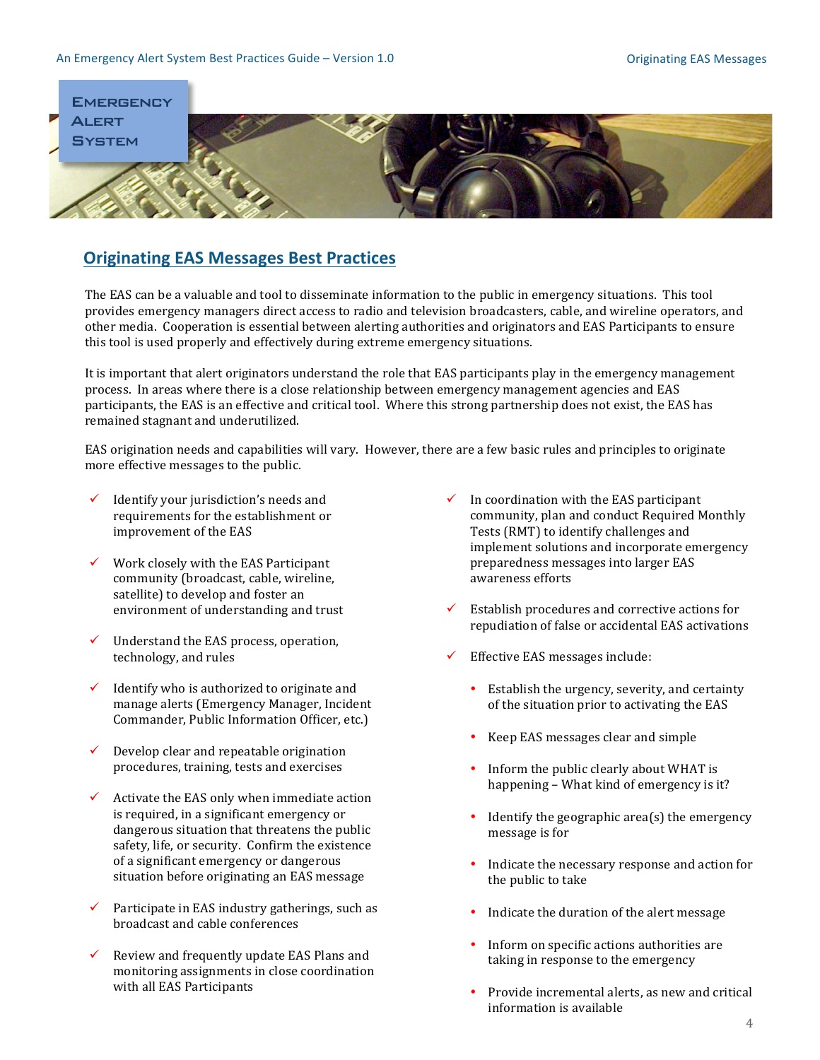## Originating EAS Messages Best Practices

The EAS can be a valuable and tool to disseminate information to the public in emergency situations. This tool provides emergency managers direct access to radio and television broadcasters, cable, and wireline operators, and other media. Cooperation is essential between alerting authorities and originators and EAS Participants to ensure this tool is used properly and effectively during extreme emergency situations.

It is important that alert originators understand the role that EAS participants play in the emergency management process. In areas where there is a close relationship between emergency management agencies and EAS participants, the EAS is an effective and critical tool. Where this strong partnership does not exist, the EAS has remained stagnant and underutilized.

EAS origination needs and capabilities will vary. However, there are a few basic rules and principles to originate more effective messages to the public.

- ✓ Identify your jurisdiction's needs and requirements for the establishment or improvement of the EAS
- ✓ Work closely with the EAS Participant community (broadcast, cable, wireline, satellite) to develop and foster an environment of understanding and trust
- ✓ Understand the EAS process, operation, technology, and rules
- ✓ Identify who is authorized to originate and manage alerts (Emergency Manager, Incident Commander, Public Information Officer, etc.)
- ✓ Develop clear and repeatable origination procedures, training, tests and exercises
- ✓ Activate the EAS only when immediate action is required, in a significant emergency or dangerous situation that threatens the public safety, life, or security. Confirm the existence of a significant emergency or dangerous situation before originating an EAS message
- ✓ Participate in EAS industry gatherings, such as broadcast and cable conferences
- ✓ Review and frequently update EAS Plans and monitoring assignments in close coordination with all EAS Participants
- ✓ In coordination with the EAS participant community, plan and conduct Required Monthly Tests (RMT) to identify challenges and implement solutions and incorporate emergency preparedness messages into larger EAS awareness efforts
- ✓ Establish procedures and corrective actions for repudiation of false or accidental EAS activations
- ✓ Effective EAS messages include:
  - Establish the urgency, severity, and certainty of the situation prior to activating the EAS
  - Keep EAS messages clear and simple
  - Inform the public clearly about WHAT is happening – What kind of emergency is it?
  - Identify the geographic area(s) the emergency message is for
  - Indicate the necessary response and action for the public to take
  - Indicate the duration of the alert message
  - Inform on specific actions authorities are taking in response to the emergency
  - Provide incremental alerts, as new and critical information is available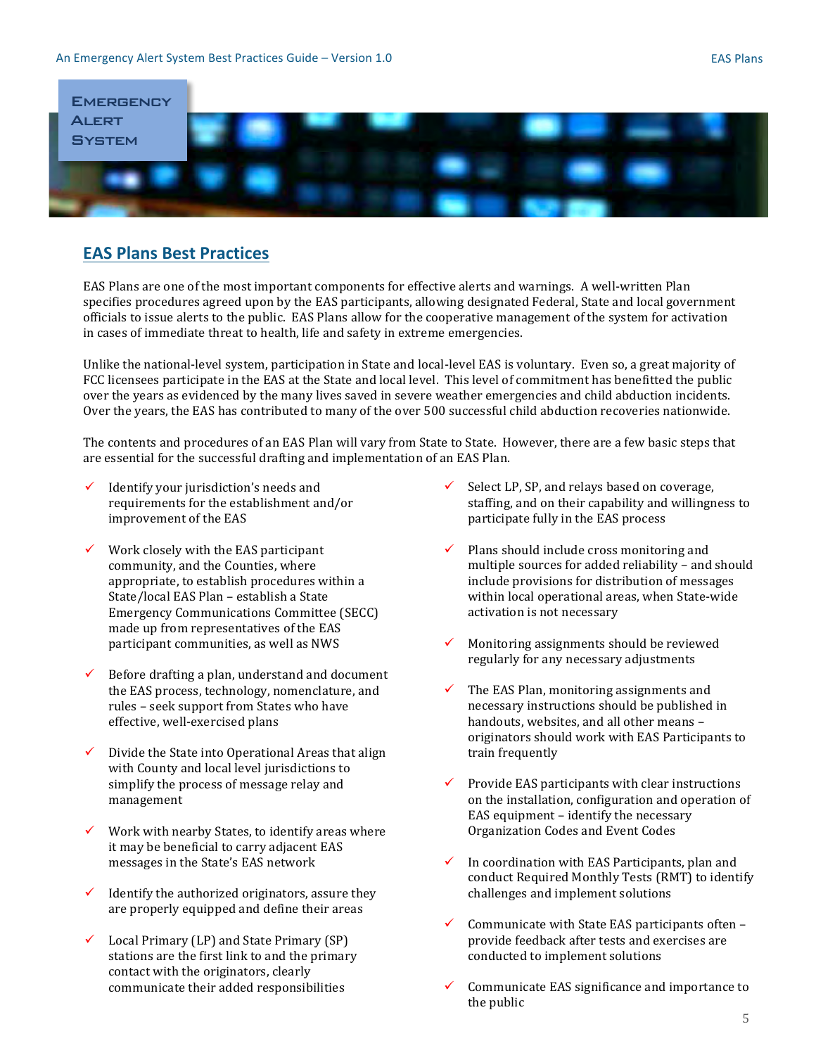## EAS Plans Best Practices

EAS Plans are one of the most important components for effective alerts and warnings. A well-written Plan specifies procedures agreed upon by the EAS participants, allowing designated Federal, State and local government officials to issue alerts to the public. EAS Plans allow for the cooperative management of the system for activation in cases of immediate threat to health, life and safety in extreme emergencies.

Unlike the national-level system, participation in State and local-level EAS is voluntary. Even so, a great majority of FCC licensees participate in the EAS at the State and local level. This level of commitment has benefitted the public over the years as evidenced by the many lives saved in severe weather emergencies and child abduction incidents. Over the years, the EAS has contributed to many of the over 500 successful child abduction recoveries nationwide.

The contents and procedures of an EAS Plan will vary from State to State. However, there are a few basic steps that are essential for the successful drafting and implementation of an EAS Plan.

- ✓ Identify your jurisdiction's needs and requirements for the establishment and/or improvement of the EAS
- ✓ Work closely with the EAS participant community, and the Counties, where appropriate, to establish procedures within a State/local EAS Plan – establish a State Emergency Communications Committee (SECC) made up from representatives of the EAS participant communities, as well as NWS
- ✓ Before drafting a plan, understand and document the EAS process, technology, nomenclature, and rules – seek support from States who have effective, well-exercised plans
- ✓ Divide the State into Operational Areas that align with County and local level jurisdictions to simplify the process of message relay and management
- ✓ Work with nearby States, to identify areas where it may be beneficial to carry adjacent EAS messages in the State's EAS network
- ✓ Identify the authorized originators, assure they are properly equipped and define their areas
- ✓ Local Primary (LP) and State Primary (SP) stations are the first link to and the primary contact with the originators, clearly communicate their added responsibilities
- ✓ Select LP, SP, and relays based on coverage, staffing, and on their capability and willingness to participate fully in the EAS process
- ✓ Plans should include cross monitoring and multiple sources for added reliability – and should include provisions for distribution of messages within local operational areas, when State-wide activation is not necessary
- ✓ Monitoring assignments should be reviewed regularly for any necessary adjustments
- ✓ The EAS Plan, monitoring assignments and necessary instructions should be published in handouts, websites, and all other means – originators should work with EAS Participants to train frequently
- ✓ Provide EAS participants with clear instructions on the installation, configuration and operation of EAS equipment – identify the necessary Organization Codes and Event Codes
- ✓ In coordination with EAS Participants, plan and conduct Required Monthly Tests (RMT) to identify challenges and implement solutions
- ✓ Communicate with State EAS participants often – provide feedback after tests and exercises are conducted to implement solutions
- ✓ Communicate EAS significance and importance to the public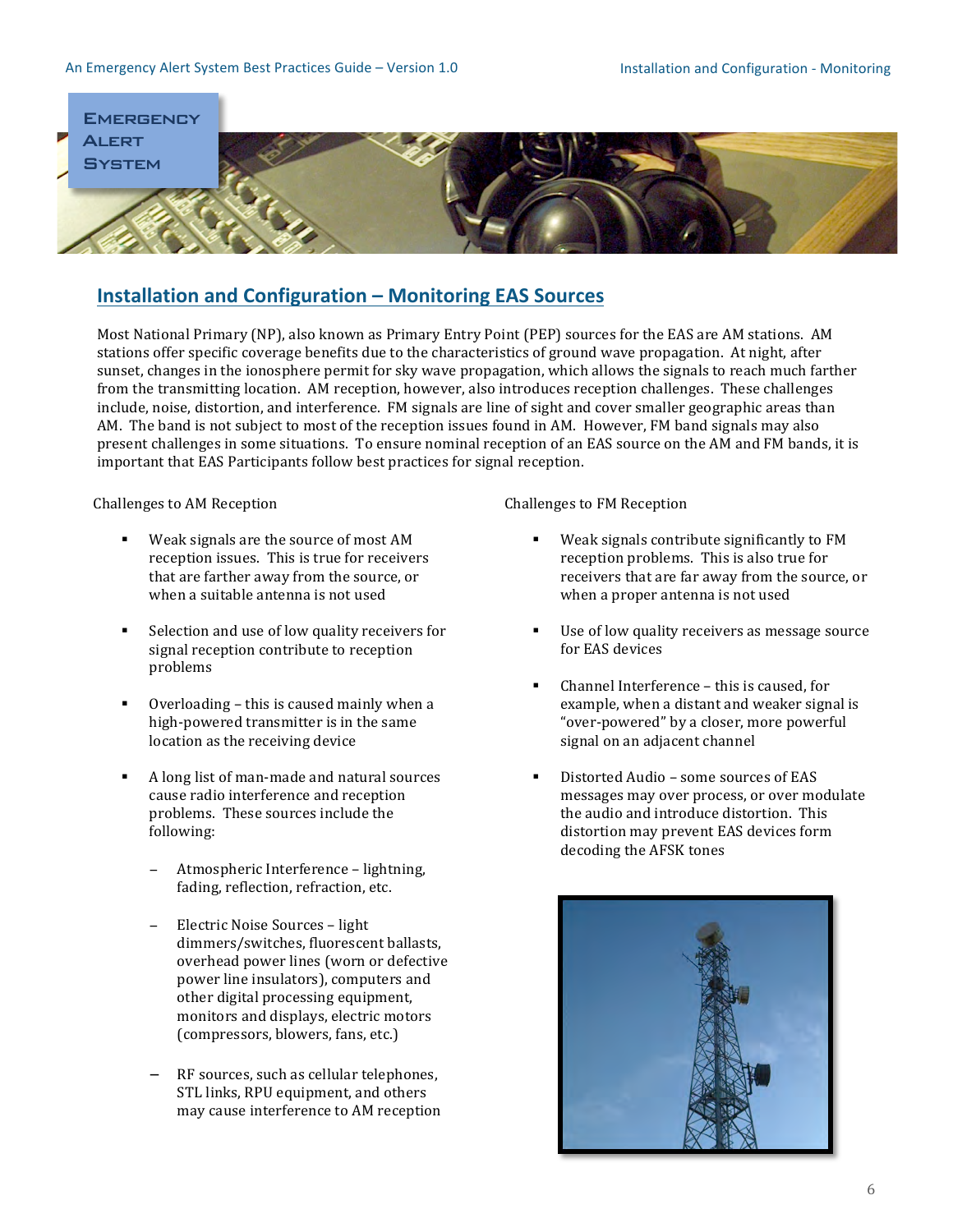## Installation and Configuration – Monitoring EAS Sources

Most National Primary (NP), also known as Primary Entry Point (PEP) sources for the EAS are AM stations. AM stations offer specific coverage benefits due to the characteristics of ground wave propagation. At night, after sunset, changes in the ionosphere permit for sky wave propagation, which allows the signals to reach much farther from the transmitting location. AM reception, however, also introduces reception challenges. These challenges include, noise, distortion, and interference. FM signals are line of sight and cover smaller geographic areas than AM. The band is not subject to most of the reception issues found in AM. However, FM band signals may also present challenges in some situations. To ensure nominal reception of an EAS source on the AM and FM bands, it is important that EAS Participants follow best practices for signal reception.

Challenges to AM Reception

- Weak signals are the source of most AM reception issues. This is true for receivers that are farther away from the source, or when a suitable antenna is not used
- Selection and use of low quality receivers for signal reception contribute to reception problems
- Overloading – this is caused mainly when a high-powered transmitter is in the same location as the receiving device
- A long list of man-made and natural sources cause radio interference and reception problems. These sources include the following:
  - Atmospheric Interference – lightning, fading, reflection, refraction, etc.
  - Electric Noise Sources – light dimmers/switches, fluorescent ballasts, overhead power lines (worn or defective power line insulators), computers and other digital processing equipment, monitors and displays, electric motors (compressors, blowers, fans, etc.)
  - RF sources, such as cellular telephones, STL links, RPU equipment, and others may cause interference to AM reception

Challenges to FM Reception

- Weak signals contribute significantly to FM reception problems. This is also true for receivers that are far away from the source, or when a proper antenna is not used
- Use of low quality receivers as message source for EAS devices
- Channel Interference – this is caused, for example, when a distant and weaker signal is "over-powered" by a closer, more powerful signal on an adjacent channel
- Distorted Audio – some sources of EAS messages may over process, or over modulate the audio and introduce distortion. This distortion may prevent EAS devices form decoding the AFSK tones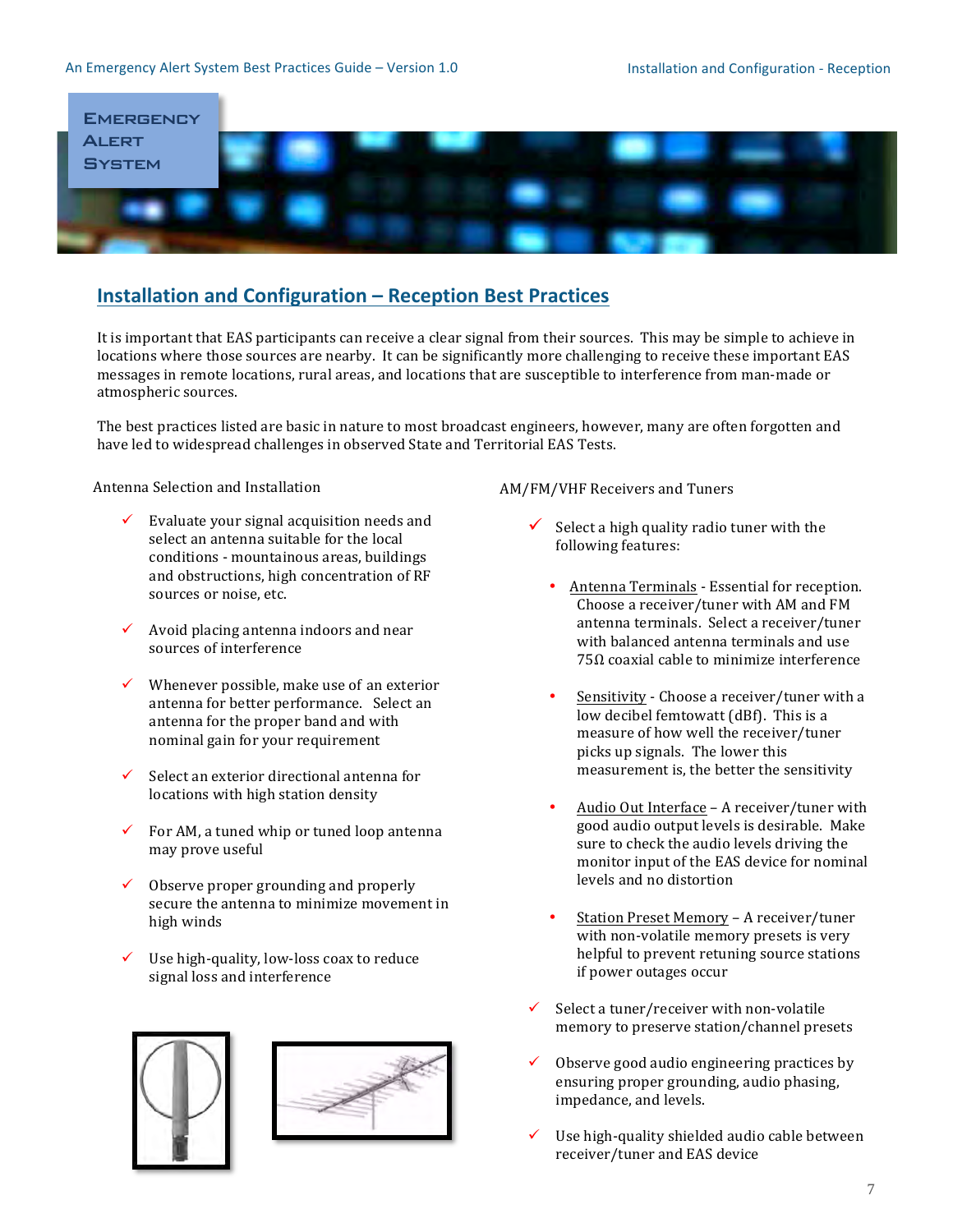## Installation and Configuration – Reception Best Practices

It is important that EAS participants can receive a clear signal from their sources. This may be simple to achieve in locations where those sources are nearby. It can be significantly more challenging to receive these important EAS messages in remote locations, rural areas, and locations that are susceptible to interference from man-made or atmospheric sources.

The best practices listed are basic in nature to most broadcast engineers, however, many are often forgotten and have led to widespread challenges in observed State and Territorial EAS Tests.

### Antenna Selection and Installation

- ✓ Evaluate your signal acquisition needs and select an antenna suitable for the local conditions - mountainous areas, buildings and obstructions, high concentration of RF sources or noise, etc.
- ✓ Avoid placing antenna indoors and near sources of interference
- ✓ Whenever possible, make use of an exterior antenna for better performance. Select an antenna for the proper band and with nominal gain for your requirement
- ✓ Select an exterior directional antenna for locations with high station density
- ✓ For AM, a tuned whip or tuned loop antenna may prove useful
- ✓ Observe proper grounding and properly secure the antenna to minimize movement in high winds
- ✓ Use high-quality, low-loss coax to reduce signal loss and interference

### AM/FM/VHF Receivers and Tuners

- ✓ Select a high quality radio tuner with the following features:
  - Antenna Terminals - Essential for reception. Choose a receiver/tuner with AM and FM antenna terminals. Select a receiver/tuner with balanced antenna terminals and use 75Ω coaxial cable to minimize interference
  - Sensitivity - Choose a receiver/tuner with a low decibel femtowatt (dBf). This is a measure of how well the receiver/tuner picks up signals. The lower this measurement is, the better the sensitivity
  - Audio Out Interface – A receiver/tuner with good audio output levels is desirable. Make sure to check the audio levels driving the monitor input of the EAS device for nominal levels and no distortion
  - Station Preset Memory – A receiver/tuner with non-volatile memory presets is very helpful to prevent retuning source stations if power outages occur
- ✓ Select a tuner/receiver with non-volatile memory to preserve station/channel presets
- ✓ Observe good audio engineering practices by ensuring proper grounding, audio phasing, impedance, and levels.
- ✓ Use high-quality shielded audio cable between receiver/tuner and EAS device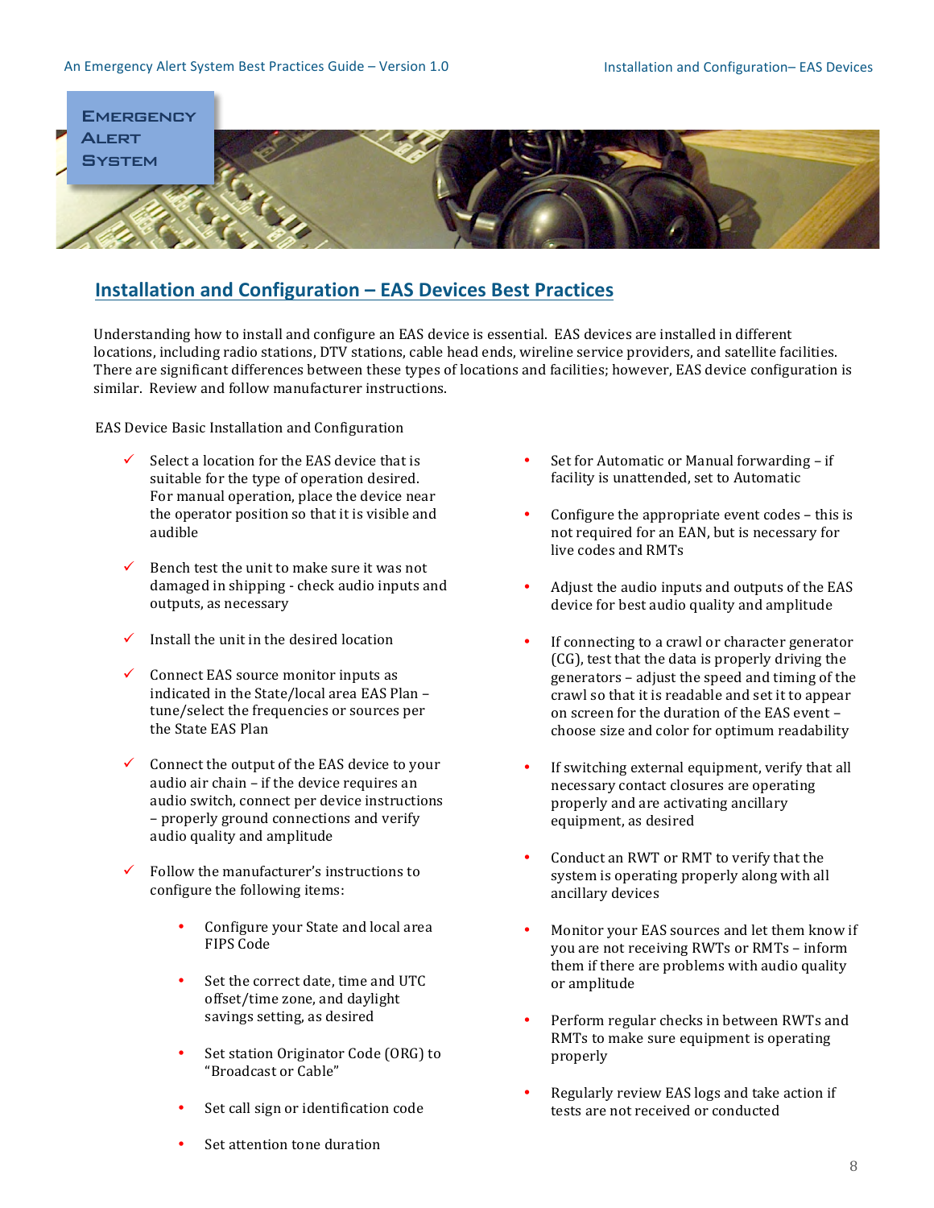## Installation and Configuration – EAS Devices Best Practices

Understanding how to install and configure an EAS device is essential. EAS devices are installed in different locations, including radio stations, DTV stations, cable head ends, wireline service providers, and satellite facilities. There are significant differences between these types of locations and facilities; however, EAS device configuration is similar. Review and follow manufacturer instructions.

EAS Device Basic Installation and Configuration

- ✓ Select a location for the EAS device that is suitable for the type of operation desired. For manual operation, place the device near the operator position so that it is visible and audible
- ✓ Bench test the unit to make sure it was not damaged in shipping - check audio inputs and outputs, as necessary
- ✓ Install the unit in the desired location
- ✓ Connect EAS source monitor inputs as indicated in the State/local area EAS Plan – tune/select the frequencies or sources per the State EAS Plan
- ✓ Connect the output of the EAS device to your audio air chain – if the device requires an audio switch, connect per device instructions – properly ground connections and verify audio quality and amplitude
- ✓ Follow the manufacturer's instructions to configure the following items:
    - Configure your State and local area FIPS Code
    - Set the correct date, time and UTC offset/time zone, and daylight savings setting, as desired
    - Set station Originator Code (ORG) to "Broadcast or Cable"
    - Set call sign or identification code
    - Set attention tone duration
    - Set for Automatic or Manual forwarding – if facility is unattended, set to Automatic
    - Configure the appropriate event codes – this is not required for an EAN, but is necessary for live codes and RMTs
    - Adjust the audio inputs and outputs of the EAS device for best audio quality and amplitude
    - If connecting to a crawl or character generator (CG), test that the data is properly driving the generators – adjust the speed and timing of the crawl so that it is readable and set it to appear on screen for the duration of the EAS event – choose size and color for optimum readability
    - If switching external equipment, verify that all necessary contact closures are operating properly and are activating ancillary equipment, as desired
    - Conduct an RWT or RMT to verify that the system is operating properly along with all ancillary devices
    - Monitor your EAS sources and let them know if you are not receiving RWTs or RMTs – inform them if there are problems with audio quality or amplitude
    - Perform regular checks in between RWTs and RMTs to make sure equipment is operating properly
    - Regularly review EAS logs and take action if tests are not received or conducted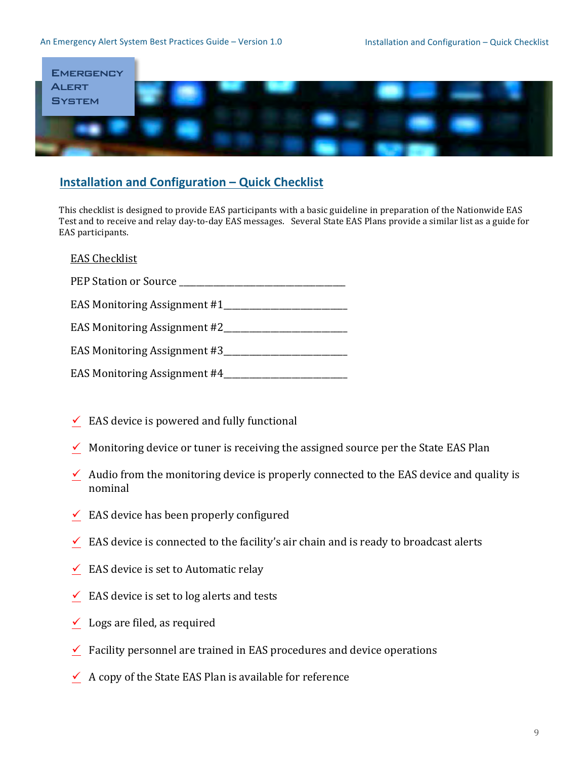## Installation and Configuration – Quick Checklist

This checklist is designed to provide EAS participants with a basic guideline in preparation of the Nationwide EAS Test and to receive and relay day-to-day EAS messages. Several State EAS Plans provide a similar list as a guide for EAS participants.

EAS Checklist

PEP Station or Source ___________________________________

EAS Monitoring Assignment #1__________________________

EAS Monitoring Assignment #2__________________________

EAS Monitoring Assignment #3__________________________

EAS Monitoring Assignment #4__________________________

- ✓ EAS device is powered and fully functional
- ✓ Monitoring device or tuner is receiving the assigned source per the State EAS Plan
- ✓ Audio from the monitoring device is properly connected to the EAS device and quality is nominal
- ✓ EAS device has been properly configured
- ✓ EAS device is connected to the facility's air chain and is ready to broadcast alerts
- ✓ EAS device is set to Automatic relay
- ✓ EAS device is set to log alerts and tests
- ✓ Logs are filed, as required
- ✓ Facility personnel are trained in EAS procedures and device operations
- ✓ A copy of the State EAS Plan is available for reference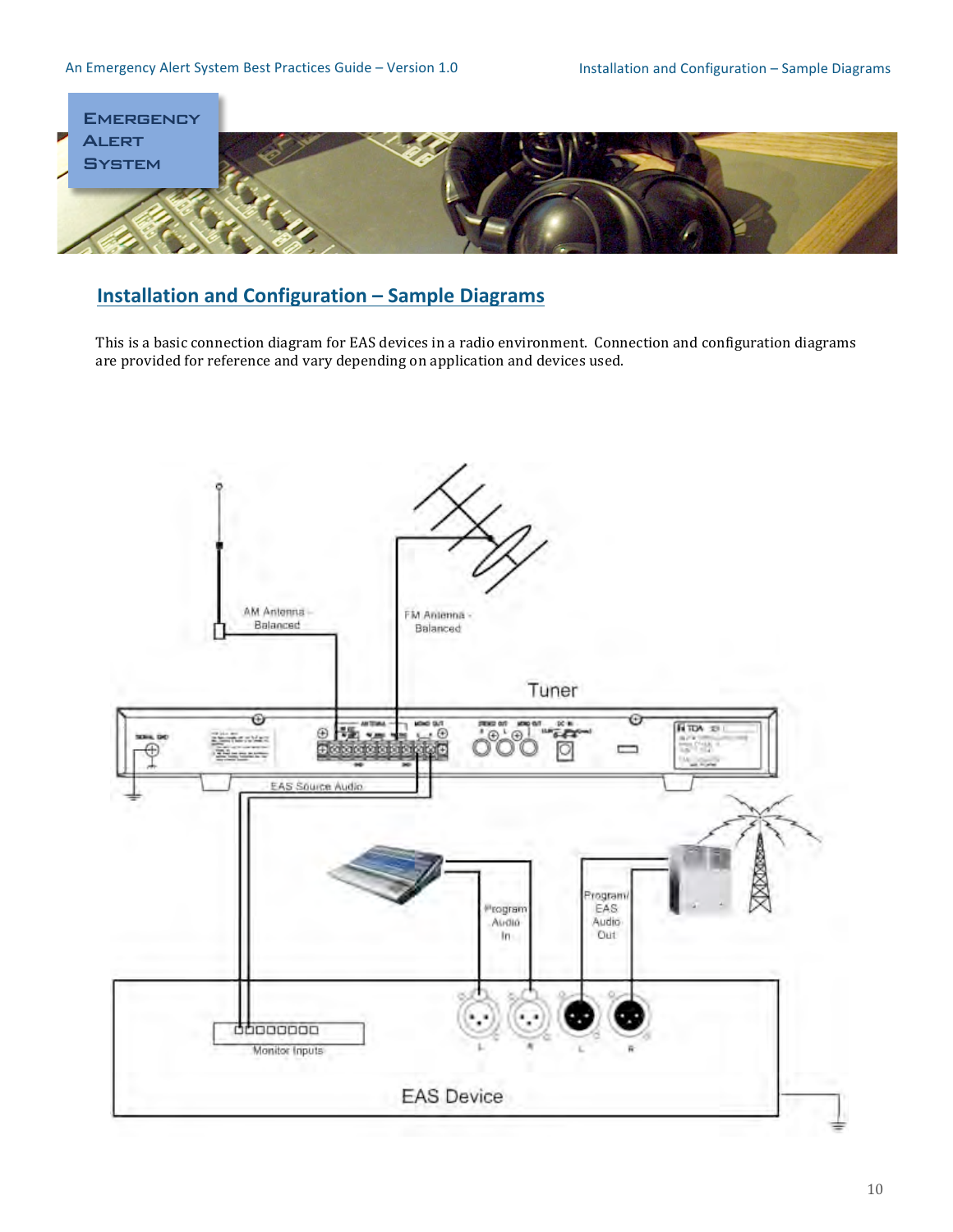## Installation and Configuration – Sample Diagrams

This is a basic connection diagram for EAS devices in a radio environment. Connection and configuration diagrams are provided for reference and vary depending on application and devices used.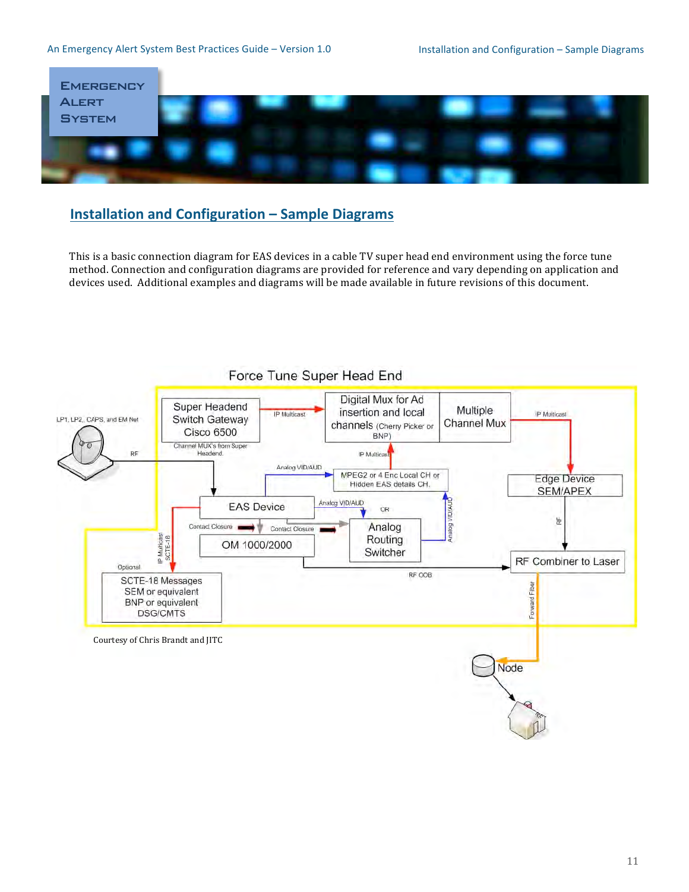## Installation and Configuration – Sample Diagrams

This is a basic connection diagram for EAS devices in a cable TV super head end environment using the force tune method. Connection and configuration diagrams are provided for reference and vary depending on application and devices used. Additional examples and diagrams will be made available in future revisions of this document.

Force Tune Super Head End

Courtesy of Chris Brandt and JITC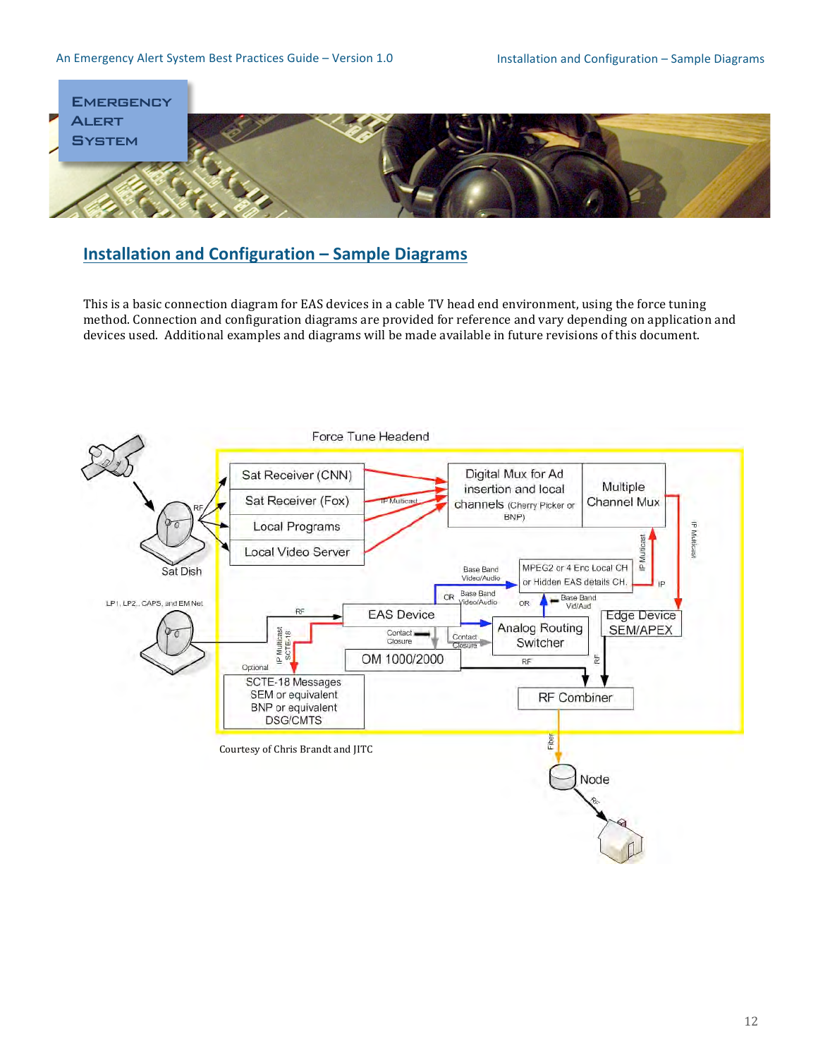## Installation and Configuration – Sample Diagrams

This is a basic connection diagram for EAS devices in a cable TV head end environment, using the force tuning method. Connection and configuration diagrams are provided for reference and vary depending on application and devices used. Additional examples and diagrams will be made available in future revisions of this document.

Courtesy of Chris Brandt and JITC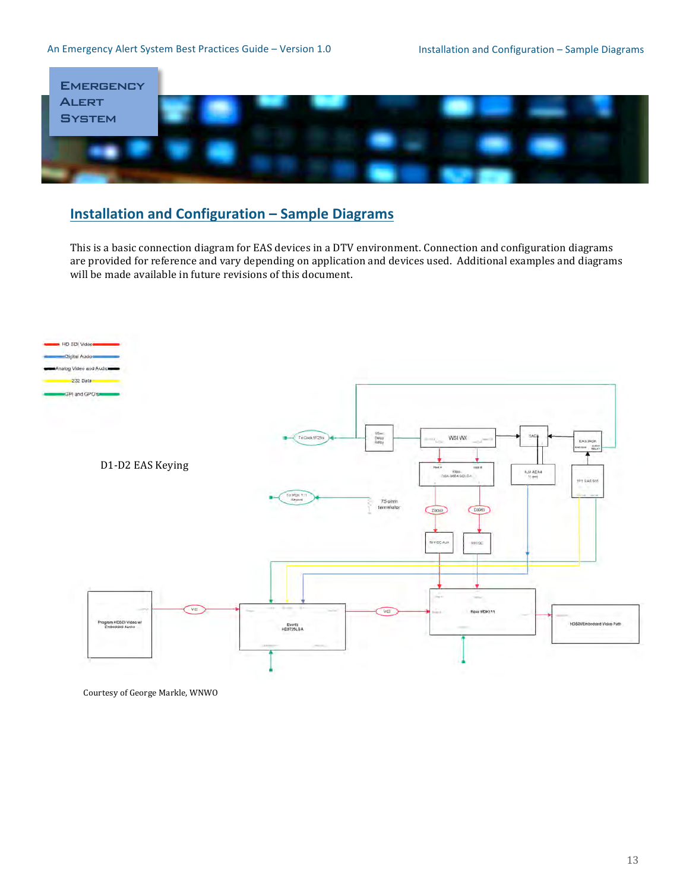## Installation and Configuration – Sample Diagrams

This is a basic connection diagram for EAS devices in a DTV environment. Connection and configuration diagrams are provided for reference and vary depending on application and devices used. Additional examples and diagrams will be made available in future revisions of this document.

HD SDI Video

Digital Audio

Analog Video and Audio

232 Data

GPI and GPO's

D1-D2 EAS Keying

Courtesy of George Markle, WNWO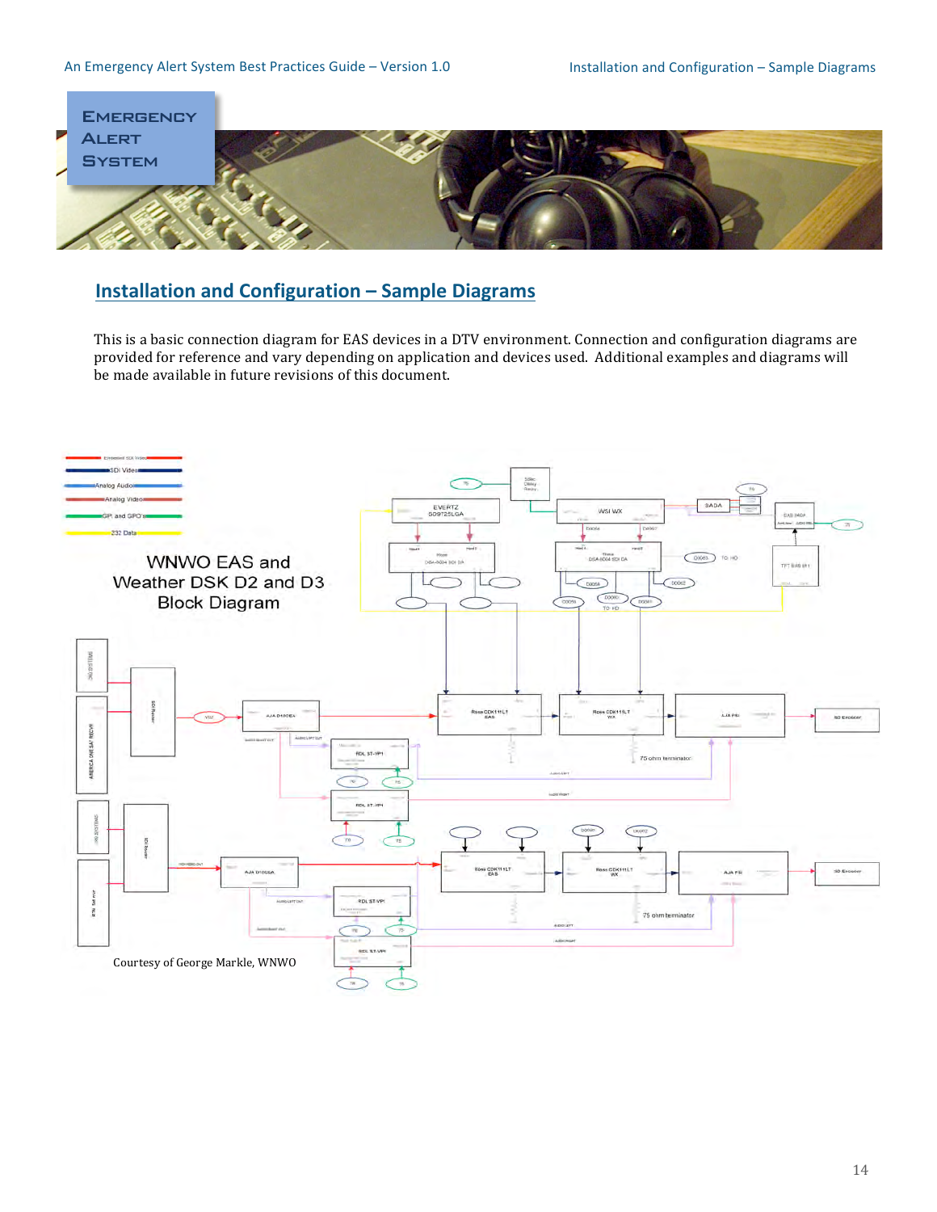## Installation and Configuration – Sample Diagrams

This is a basic connection diagram for EAS devices in a DTV environment. Connection and configuration diagrams are provided for reference and vary depending on application and devices used. Additional examples and diagrams will be made available in future revisions of this document.

Courtesy of George Markle, WNWO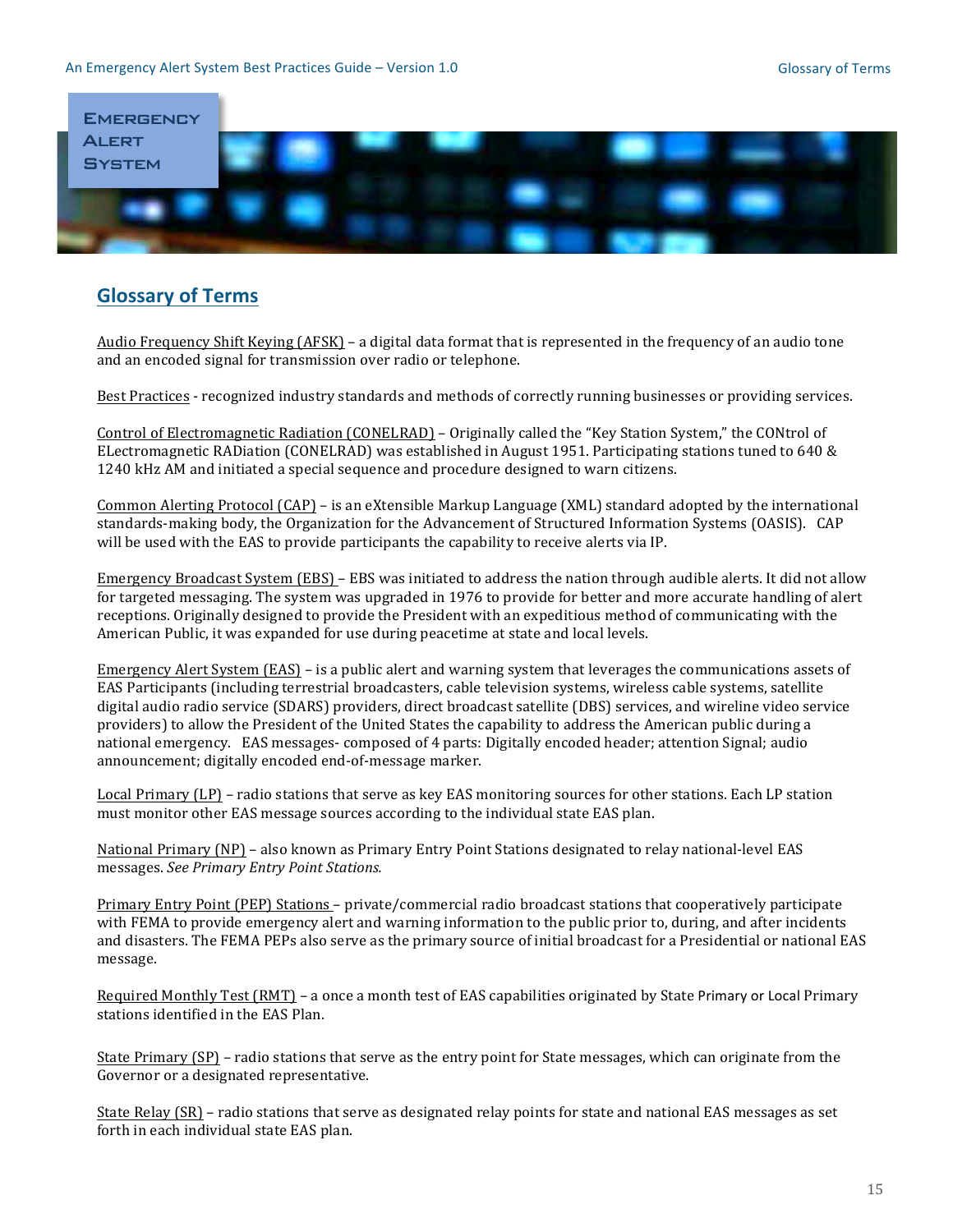## Glossary of Terms

Audio Frequency Shift Keying (AFSK) – a digital data format that is represented in the frequency of an audio tone and an encoded signal for transmission over radio or telephone.

Best Practices - recognized industry standards and methods of correctly running businesses or providing services.

Control of Electromagnetic Radiation (CONELRAD) – Originally called the "Key Station System," the CONtrol of ELectromagnetic RADiation (CONELRAD) was established in August 1951. Participating stations tuned to 640 & 1240 kHz AM and initiated a special sequence and procedure designed to warn citizens.

Common Alerting Protocol (CAP) – is an eXtensible Markup Language (XML) standard adopted by the international standards-making body, the Organization for the Advancement of Structured Information Systems (OASIS). CAP will be used with the EAS to provide participants the capability to receive alerts via IP.

Emergency Broadcast System (EBS) – EBS was initiated to address the nation through audible alerts. It did not allow for targeted messaging. The system was upgraded in 1976 to provide for better and more accurate handling of alert receptions. Originally designed to provide the President with an expeditious method of communicating with the American Public, it was expanded for use during peacetime at state and local levels.

Emergency Alert System (EAS) – is a public alert and warning system that leverages the communications assets of EAS Participants (including terrestrial broadcasters, cable television systems, wireless cable systems, satellite digital audio radio service (SDARS) providers, direct broadcast satellite (DBS) services, and wireline video service providers) to allow the President of the United States the capability to address the American public during a national emergency. EAS messages- composed of 4 parts: Digitally encoded header; attention Signal; audio announcement; digitally encoded end-of-message marker.

Local Primary (LP) – radio stations that serve as key EAS monitoring sources for other stations. Each LP station must monitor other EAS message sources according to the individual state EAS plan.

National Primary (NP) – also known as Primary Entry Point Stations designated to relay national-level EAS messages. *See Primary Entry Point Stations.*

Primary Entry Point (PEP) Stations – private/commercial radio broadcast stations that cooperatively participate with FEMA to provide emergency alert and warning information to the public prior to, during, and after incidents and disasters. The FEMA PEPs also serve as the primary source of initial broadcast for a Presidential or national EAS message.

Required Monthly Test (RMT) – a once a month test of EAS capabilities originated by State Primary or Local Primary stations identified in the EAS Plan.

State Primary (SP) – radio stations that serve as the entry point for State messages, which can originate from the Governor or a designated representative.

State Relay (SR) – radio stations that serve as designated relay points for state and national EAS messages as set forth in each individual state EAS plan.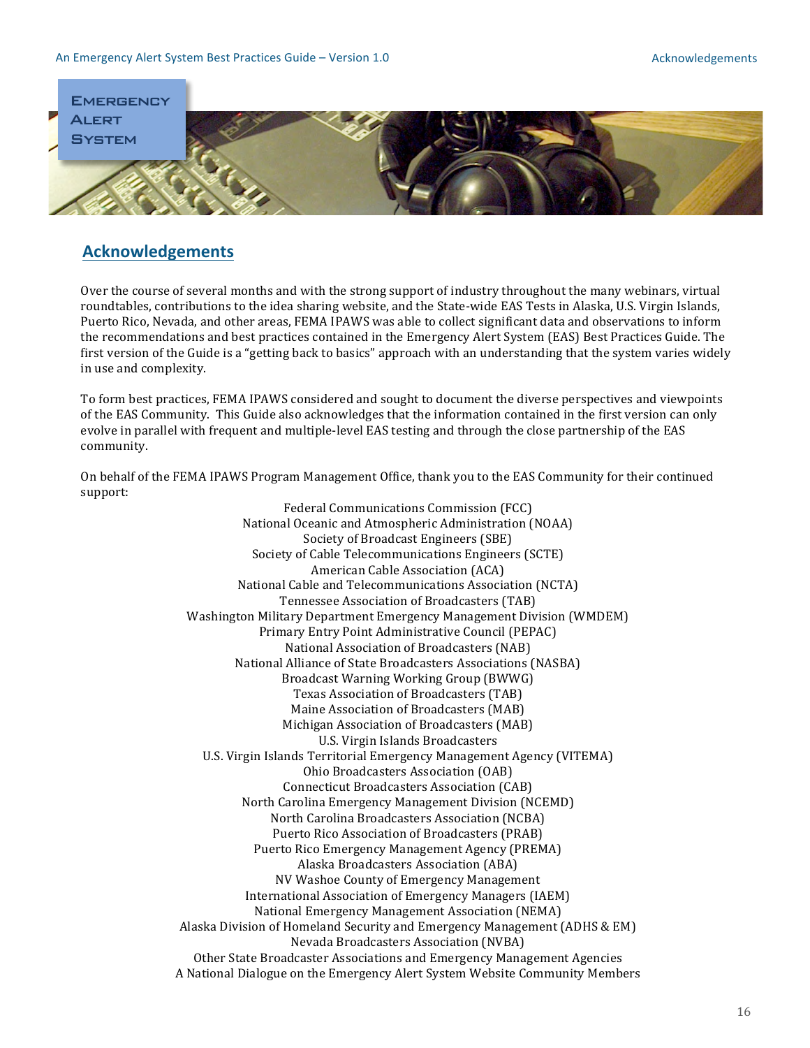## Acknowledgements

Over the course of several months and with the strong support of industry throughout the many webinars, virtual roundtables, contributions to the idea sharing website, and the State-wide EAS Tests in Alaska, U.S. Virgin Islands, Puerto Rico, Nevada, and other areas, FEMA IPAWS was able to collect significant data and observations to inform the recommendations and best practices contained in the Emergency Alert System (EAS) Best Practices Guide. The first version of the Guide is a "getting back to basics" approach with an understanding that the system varies widely in use and complexity.

To form best practices, FEMA IPAWS considered and sought to document the diverse perspectives and viewpoints of the EAS Community. This Guide also acknowledges that the information contained in the first version can only evolve in parallel with frequent and multiple-level EAS testing and through the close partnership of the EAS community.

On behalf of the FEMA IPAWS Program Management Office, thank you to the EAS Community for their continued support:

Federal Communications Commission (FCC)
National Oceanic and Atmospheric Administration (NOAA)
Society of Broadcast Engineers (SBE)
Society of Cable Telecommunications Engineers (SCTE)
American Cable Association (ACA)
National Cable and Telecommunications Association (NCTA)
Tennessee Association of Broadcasters (TAB)
Washington Military Department Emergency Management Division (WMDEM)
Primary Entry Point Administrative Council (PEPAC)
National Association of Broadcasters (NAB)
National Alliance of State Broadcasters Associations (NASBA)
Broadcast Warning Working Group (BWWG)
Texas Association of Broadcasters (TAB)
Maine Association of Broadcasters (MAB)
Michigan Association of Broadcasters (MAB)
U.S. Virgin Islands Broadcasters
U.S. Virgin Islands Territorial Emergency Management Agency (VITEMA)
Ohio Broadcasters Association (OAB)
Connecticut Broadcasters Association (CAB)
North Carolina Emergency Management Division (NCEMD)
North Carolina Broadcasters Association (NCBA)
Puerto Rico Association of Broadcasters (PRAB)
Puerto Rico Emergency Management Agency (PREMA)
Alaska Broadcasters Association (ABA)
NV Washoe County of Emergency Management
International Association of Emergency Managers (IAEM)
National Emergency Management Association (NEMA)
Alaska Division of Homeland Security and Emergency Management (ADHS & EM)
Nevada Broadcasters Association (NVBA)
Other State Broadcaster Associations and Emergency Management Agencies
A National Dialogue on the Emergency Alert System Website Community Members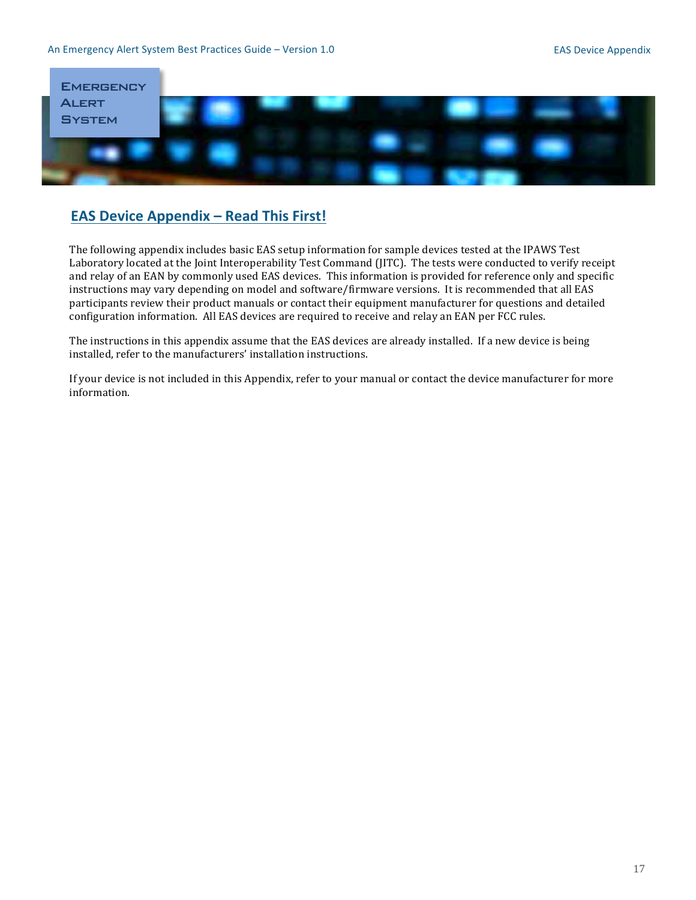## EAS Device Appendix – Read This First!

The following appendix includes basic EAS setup information for sample devices tested at the IPAWS Test Laboratory located at the Joint Interoperability Test Command (JITC). The tests were conducted to verify receipt and relay of an EAN by commonly used EAS devices. This information is provided for reference only and specific instructions may vary depending on model and software/firmware versions. It is recommended that all EAS participants review their product manuals or contact their equipment manufacturer for questions and detailed configuration information. All EAS devices are required to receive and relay an EAN per FCC rules.

The instructions in this appendix assume that the EAS devices are already installed. If a new device is being installed, refer to the manufacturers' installation instructions.

If your device is not included in this Appendix, refer to your manual or contact the device manufacturer for more information.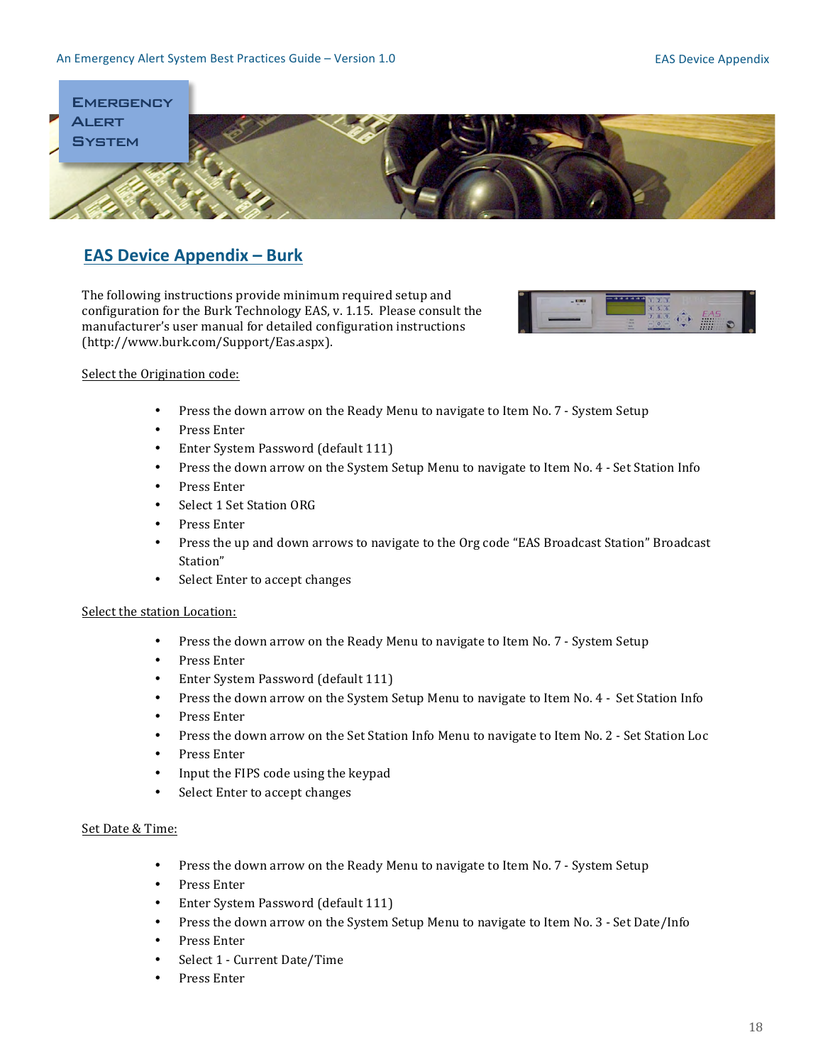## EAS Device Appendix – Burk

The following instructions provide minimum required setup and configuration for the Burk Technology EAS, v. 1.15. Please consult the manufacturer's user manual for detailed configuration instructions (http://www.burk.com/Support/Eas.aspx).

Select the Origination code:

- Press the down arrow on the Ready Menu to navigate to Item No. 7 - System Setup
- Press Enter
- Enter System Password (default 111)
- Press the down arrow on the System Setup Menu to navigate to Item No. 4 - Set Station Info
- Press Enter
- Select 1 Set Station ORG
- Press Enter
- Press the up and down arrows to navigate to the Org code "EAS Broadcast Station" Broadcast Station"
- Select Enter to accept changes

Select the station Location:

- Press the down arrow on the Ready Menu to navigate to Item No. 7 - System Setup
- Press Enter
- Enter System Password (default 111)
- Press the down arrow on the System Setup Menu to navigate to Item No. 4 - Set Station Info
- Press Enter
- Press the down arrow on the Set Station Info Menu to navigate to Item No. 2 - Set Station Loc
- Press Enter
- Input the FIPS code using the keypad
- Select Enter to accept changes

Set Date & Time:

- Press the down arrow on the Ready Menu to navigate to Item No. 7 - System Setup
- Press Enter
- Enter System Password (default 111)
- Press the down arrow on the System Setup Menu to navigate to Item No. 3 - Set Date/Info
- Press Enter
- Select 1 - Current Date/Time
- Press Enter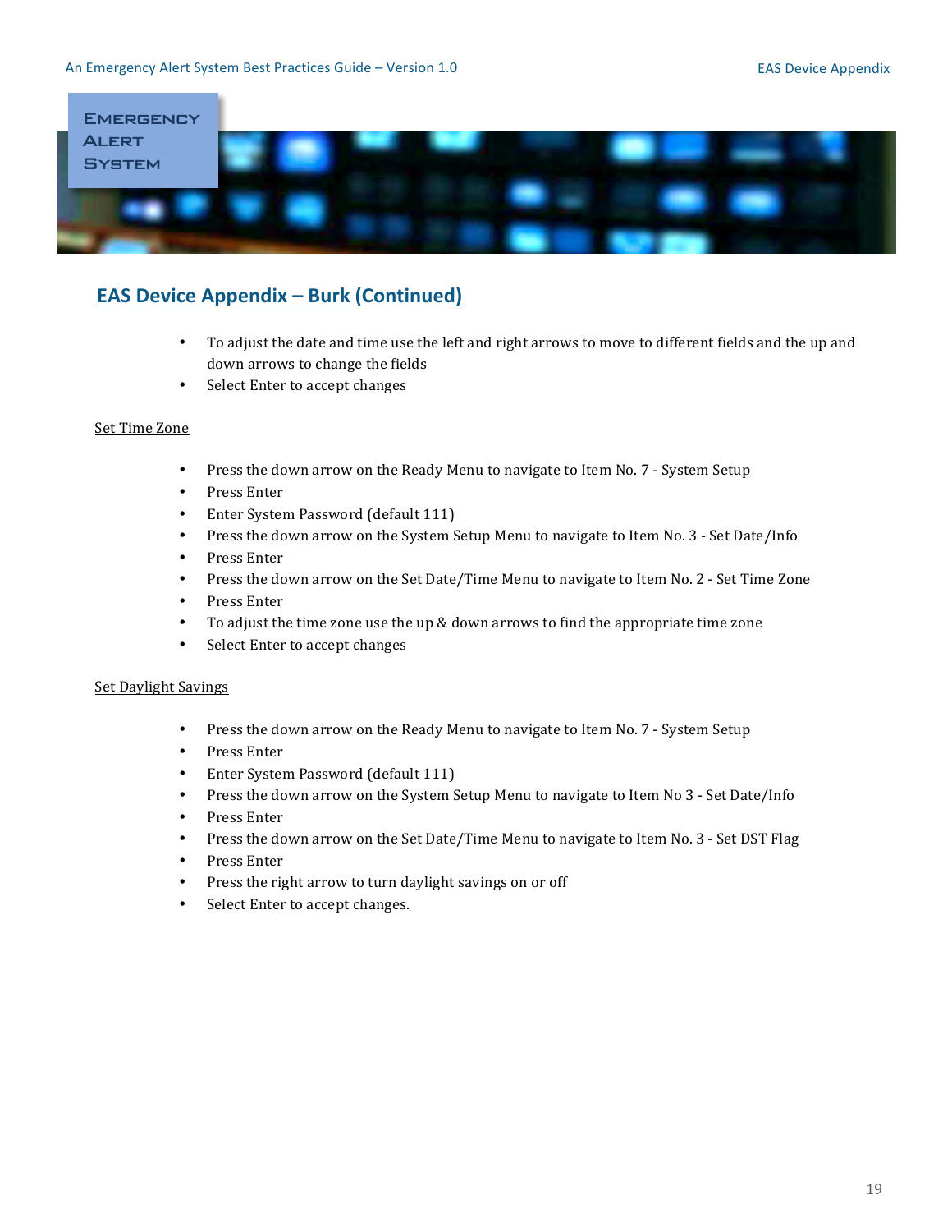## EAS Device Appendix – Burk (Continued)

- To adjust the date and time use the left and right arrows to move to different fields and the up and down arrows to change the fields
- Select Enter to accept changes

Set Time Zone

- Press the down arrow on the Ready Menu to navigate to Item No. 7 - System Setup
- Press Enter
- Enter System Password (default 111)
- Press the down arrow on the System Setup Menu to navigate to Item No. 3 - Set Date/Info
- Press Enter
- Press the down arrow on the Set Date/Time Menu to navigate to Item No. 2 - Set Time Zone
- Press Enter
- To adjust the time zone use the up & down arrows to find the appropriate time zone
- Select Enter to accept changes

Set Daylight Savings

- Press the down arrow on the Ready Menu to navigate to Item No. 7 - System Setup
- Press Enter
- Enter System Password (default 111)
- Press the down arrow on the System Setup Menu to navigate to Item No 3 - Set Date/Info
- Press Enter
- Press the down arrow on the Set Date/Time Menu to navigate to Item No. 3 - Set DST Flag
- Press Enter
- Press the right arrow to turn daylight savings on or off
- Select Enter to accept changes.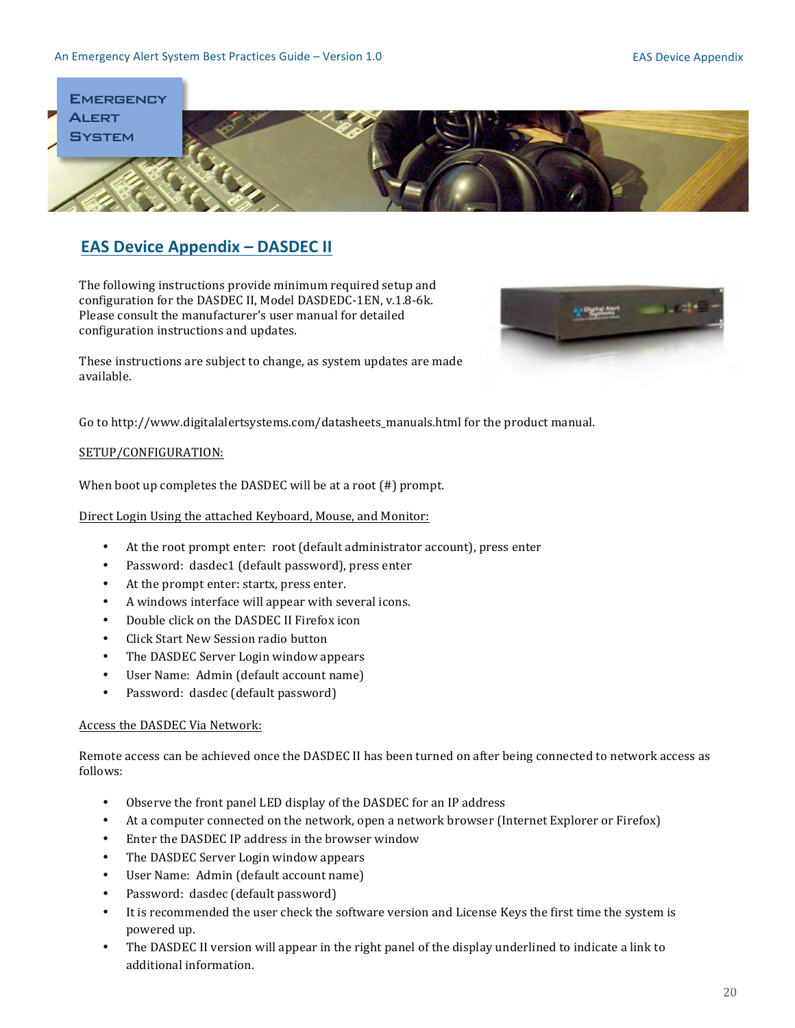# EAS Device Appendix – DASDEC II

The following instructions provide minimum required setup and configuration for the DASDEC II, Model DASDEDC-1EN, v.1.8-6k. Please consult the manufacturer's user manual for detailed configuration instructions and updates.

These instructions are subject to change, as system updates are made available.

Go to http://www.digitalalertsystems.com/datasheets_manuals.html for the product manual.

SETUP/CONFIGURATION:

When boot up completes the DASDEC will be at a root (#) prompt.

Direct Login Using the attached Keyboard, Mouse, and Monitor:

- At the root prompt enter: root (default administrator account), press enter
- Password: dasdec1 (default password), press enter
- At the prompt enter: startx, press enter.
- A windows interface will appear with several icons.
- Double click on the DASDEC II Firefox icon
- Click Start New Session radio button
- The DASDEC Server Login window appears
- User Name: Admin (default account name)
- Password: dasdec (default password)

Access the DASDEC Via Network:

Remote access can be achieved once the DASDEC II has been turned on after being connected to network access as follows:

- Observe the front panel LED display of the DASDEC for an IP address
- At a computer connected on the network, open a network browser (Internet Explorer or Firefox)
- Enter the DASDEC IP address in the browser window
- The DASDEC Server Login window appears
- User Name: Admin (default account name)
- Password: dasdec (default password)
- It is recommended the user check the software version and License Keys the first time the system is powered up.
- The DASDEC II version will appear in the right panel of the display underlined to indicate a link to additional information.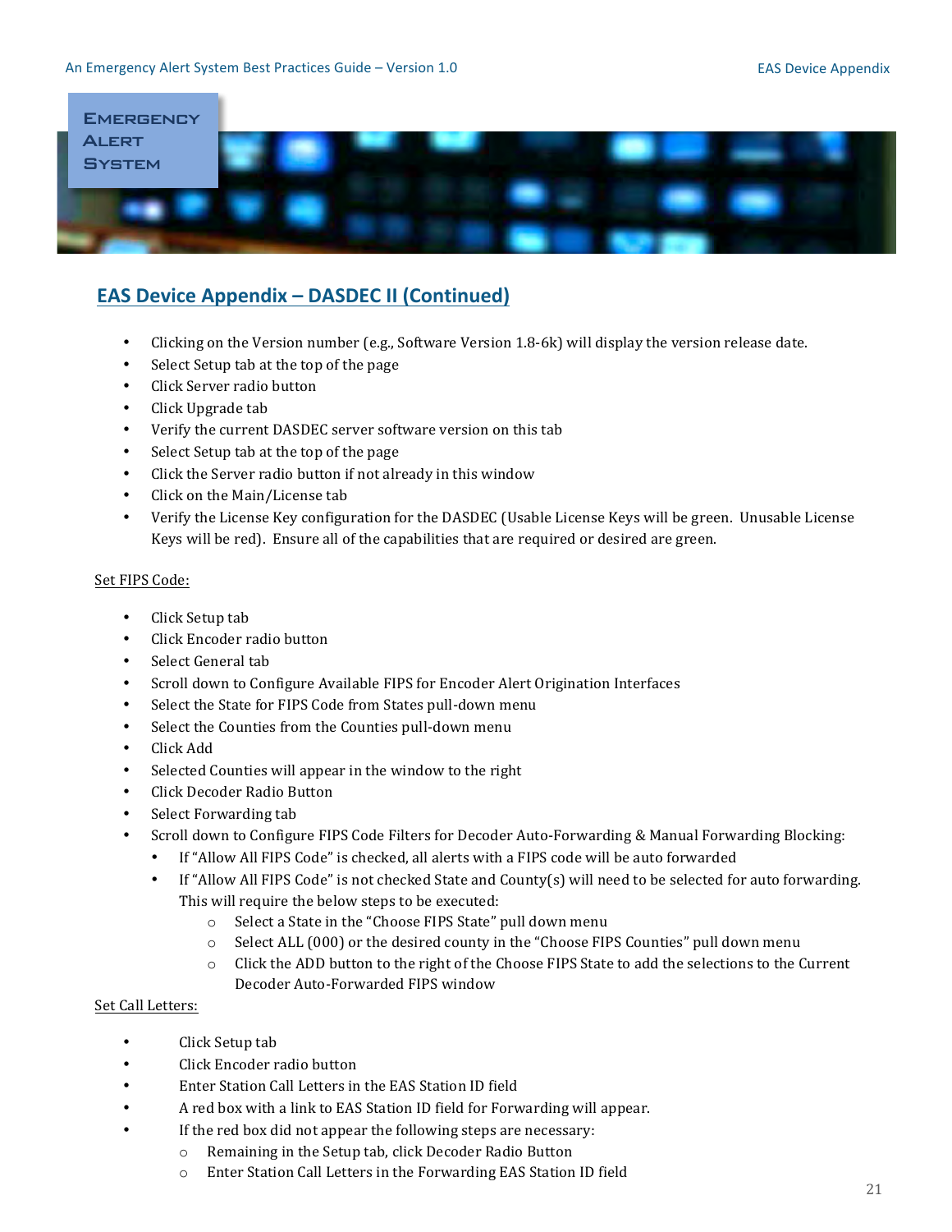## EAS Device Appendix – DASDEC II (Continued)

- Clicking on the Version number (e.g., Software Version 1.8-6k) will display the version release date.
- Select Setup tab at the top of the page
- Click Server radio button
- Click Upgrade tab
- Verify the current DASDEC server software version on this tab
- Select Setup tab at the top of the page
- Click the Server radio button if not already in this window
- Click on the Main/License tab
- Verify the License Key configuration for the DASDEC (Usable License Keys will be green. Unusable License Keys will be red). Ensure all of the capabilities that are required or desired are green.

Set FIPS Code:

- Click Setup tab
- Click Encoder radio button
- Select General tab
- Scroll down to Configure Available FIPS for Encoder Alert Origination Interfaces
- Select the State for FIPS Code from States pull-down menu
- Select the Counties from the Counties pull-down menu
- Click Add
- Selected Counties will appear in the window to the right
- Click Decoder Radio Button
- Select Forwarding tab
- Scroll down to Configure FIPS Code Filters for Decoder Auto-Forwarding & Manual Forwarding Blocking:
  - If "Allow All FIPS Code" is checked, all alerts with a FIPS code will be auto forwarded
  - If "Allow All FIPS Code" is not checked State and County(s) will need to be selected for auto forwarding. This will require the below steps to be executed:
    - Select a State in the "Choose FIPS State" pull down menu
    - Select ALL (000) or the desired county in the "Choose FIPS Counties" pull down menu
    - Click the ADD button to the right of the Choose FIPS State to add the selections to the Current Decoder Auto-Forwarded FIPS window

Set Call Letters:

- Click Setup tab
- Click Encoder radio button
- Enter Station Call Letters in the EAS Station ID field
- A red box with a link to EAS Station ID field for Forwarding will appear.
- If the red box did not appear the following steps are necessary:
  - Remaining in the Setup tab, click Decoder Radio Button
  - Enter Station Call Letters in the Forwarding EAS Station ID field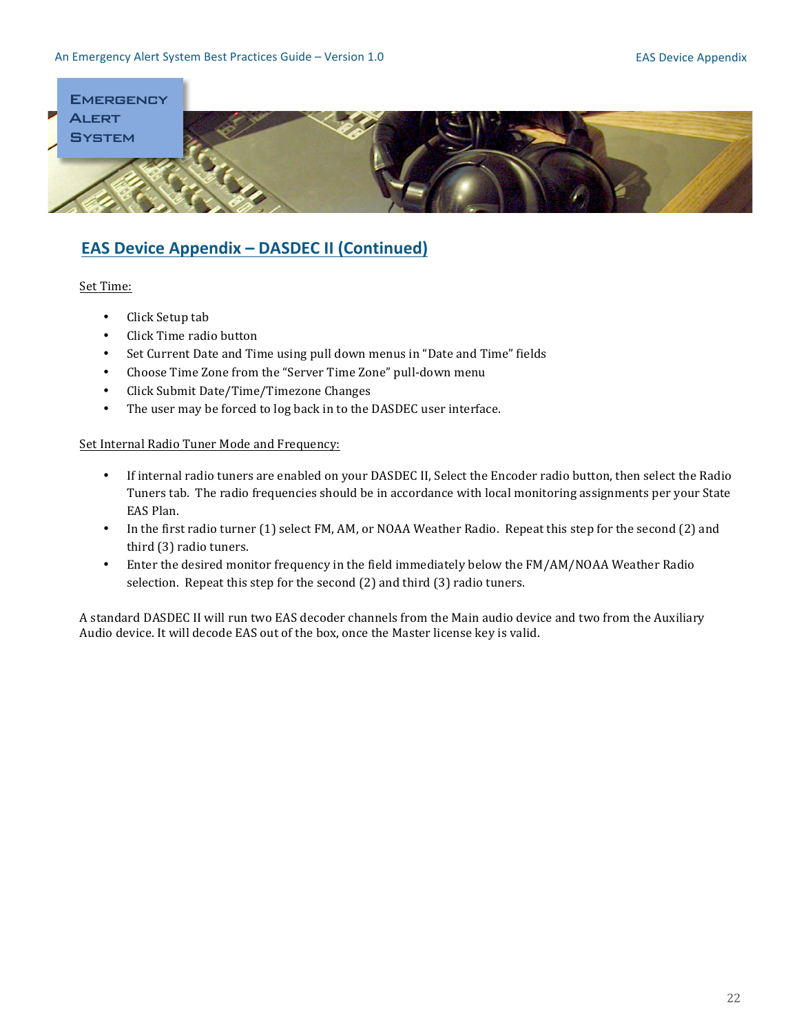## EAS Device Appendix – DASDEC II (Continued)

Set Time:

- Click Setup tab
- Click Time radio button
- Set Current Date and Time using pull down menus in "Date and Time" fields
- Choose Time Zone from the "Server Time Zone" pull-down menu
- Click Submit Date/Time/Timezone Changes
- The user may be forced to log back in to the DASDEC user interface.

Set Internal Radio Tuner Mode and Frequency:

- If internal radio tuners are enabled on your DASDEC II, Select the Encoder radio button, then select the Radio Tuners tab. The radio frequencies should be in accordance with local monitoring assignments per your State EAS Plan.
- In the first radio turner (1) select FM, AM, or NOAA Weather Radio. Repeat this step for the second (2) and third (3) radio tuners.
- Enter the desired monitor frequency in the field immediately below the FM/AM/NOAA Weather Radio selection. Repeat this step for the second (2) and third (3) radio tuners.

A standard DASDEC II will run two EAS decoder channels from the Main audio device and two from the Auxiliary Audio device. It will decode EAS out of the box, once the Master license key is valid.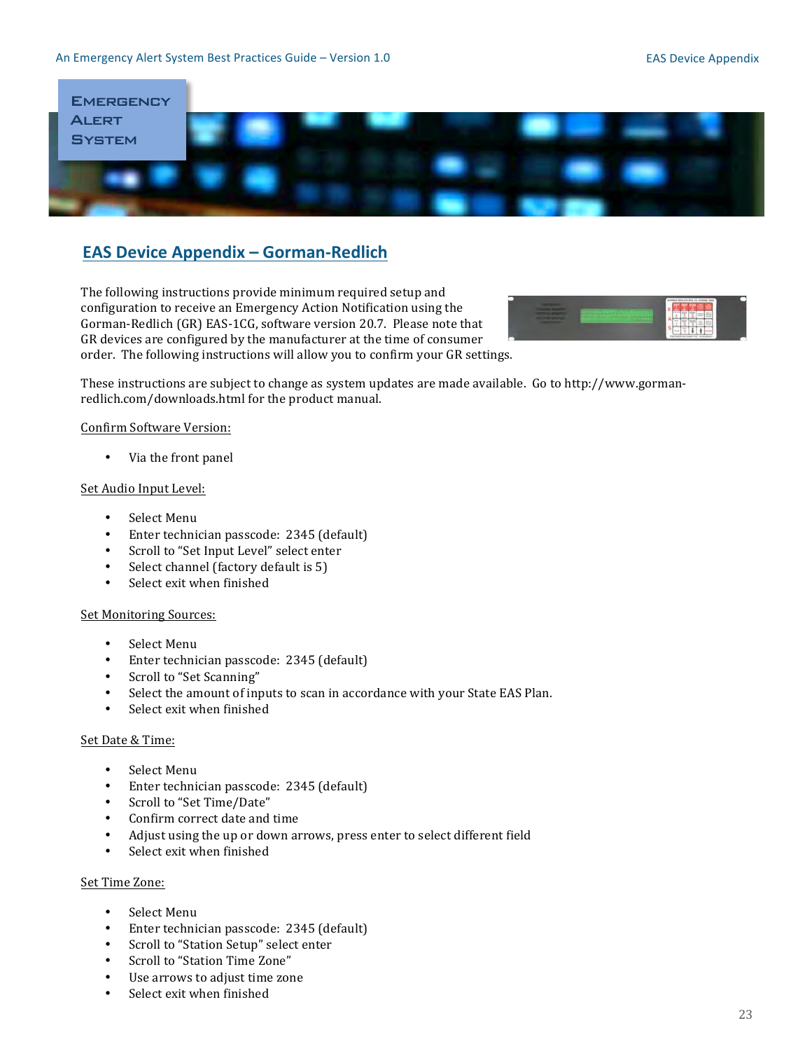## EAS Device Appendix – Gorman-Redlich

The following instructions provide minimum required setup and configuration to receive an Emergency Action Notification using the Gorman-Redlich (GR) EAS-1CG, software version 20.7. Please note that GR devices are configured by the manufacturer at the time of consumer order. The following instructions will allow you to confirm your GR settings.

These instructions are subject to change as system updates are made available. Go to http://www.gorman-redlich.com/downloads.html for the product manual.

Confirm Software Version:

- Via the front panel

Set Audio Input Level:

- Select Menu
- Enter technician passcode: 2345 (default)
- Scroll to "Set Input Level" select enter
- Select channel (factory default is 5)
- Select exit when finished

Set Monitoring Sources:

- Select Menu
- Enter technician passcode: 2345 (default)
- Scroll to "Set Scanning"
- Select the amount of inputs to scan in accordance with your State EAS Plan.
- Select exit when finished

Set Date & Time:

- Select Menu
- Enter technician passcode: 2345 (default)
- Scroll to "Set Time/Date"
- Confirm correct date and time
- Adjust using the up or down arrows, press enter to select different field
- Select exit when finished

Set Time Zone:

- Select Menu
- Enter technician passcode: 2345 (default)
- Scroll to "Station Setup" select enter
- Scroll to "Station Time Zone"
- Use arrows to adjust time zone
- Select exit when finished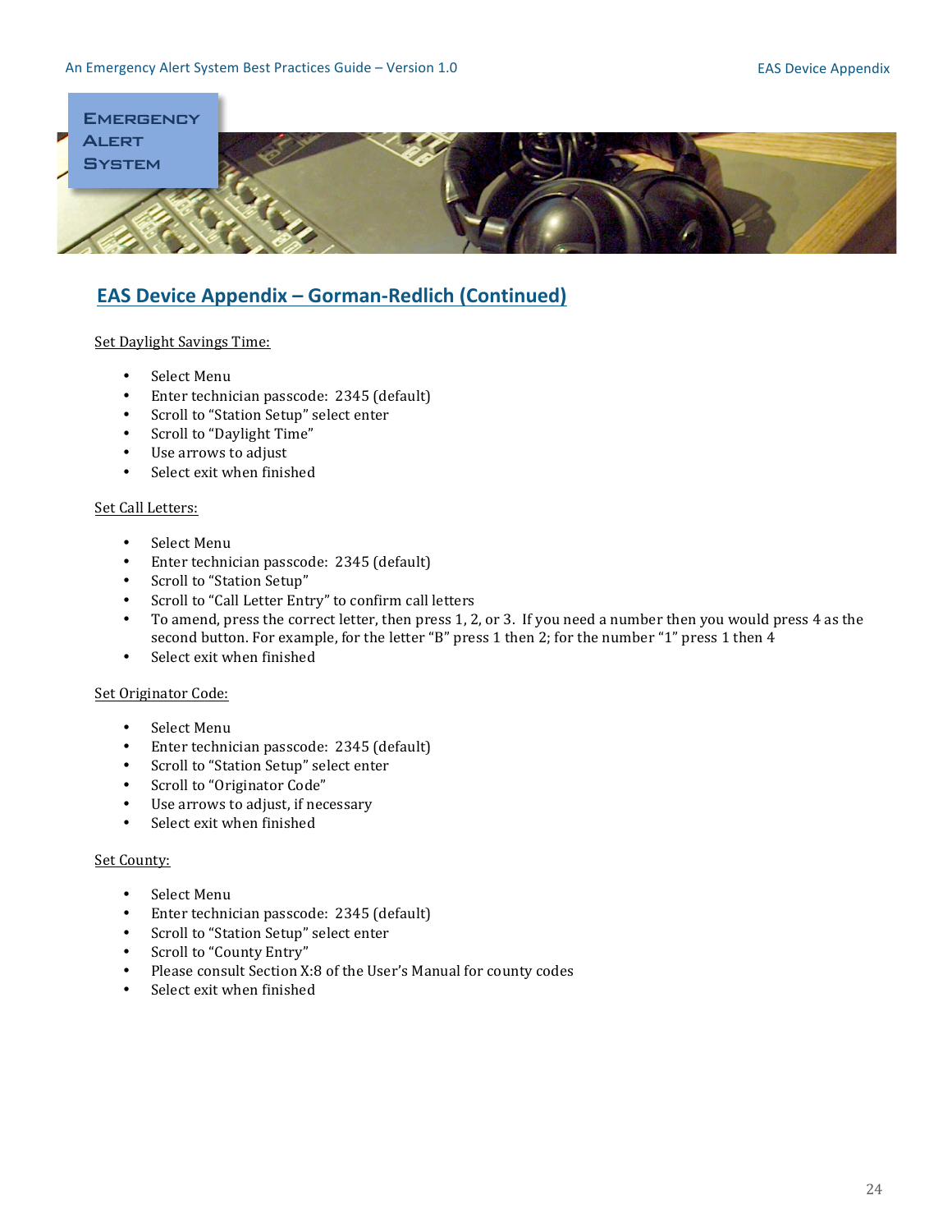## EAS Device Appendix – Gorman-Redlich (Continued)

Set Daylight Savings Time:

- Select Menu
- Enter technician passcode: 2345 (default)
- Scroll to "Station Setup" select enter
- Scroll to "Daylight Time"
- Use arrows to adjust
- Select exit when finished

Set Call Letters:

- Select Menu
- Enter technician passcode: 2345 (default)
- Scroll to "Station Setup"
- Scroll to "Call Letter Entry" to confirm call letters
- To amend, press the correct letter, then press 1, 2, or 3. If you need a number then you would press 4 as the second button. For example, for the letter "B" press 1 then 2; for the number "1" press 1 then 4
- Select exit when finished

Set Originator Code:

- Select Menu
- Enter technician passcode: 2345 (default)
- Scroll to "Station Setup" select enter
- Scroll to "Originator Code"
- Use arrows to adjust, if necessary
- Select exit when finished

Set County:

- Select Menu
- Enter technician passcode: 2345 (default)
- Scroll to "Station Setup" select enter
- Scroll to "County Entry"
- Please consult Section X:8 of the User's Manual for county codes
- Select exit when finished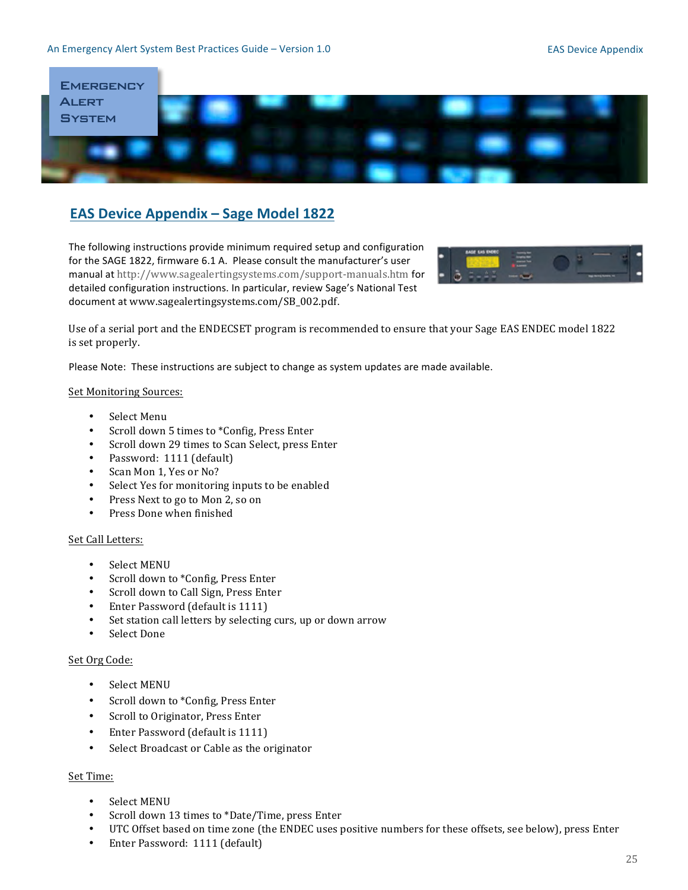## EAS Device Appendix – Sage Model 1822

The following instructions provide minimum required setup and configuration for the SAGE 1822, firmware 6.1 A. Please consult the manufacturer's user manual at http://www.sagealertingsystems.com/support-manuals.htm for detailed configuration instructions. In particular, review Sage's National Test document at www.sagealertingsystems.com/SB_002.pdf.

Use of a serial port and the ENDECSET program is recommended to ensure that your Sage EAS ENDEC model 1822 is set properly.

Please Note: These instructions are subject to change as system updates are made available.

Set Monitoring Sources:

- Select Menu
- Scroll down 5 times to *Config, Press Enter
- Scroll down 29 times to Scan Select, press Enter
- Password: 1111 (default)
- Scan Mon 1, Yes or No?
- Select Yes for monitoring inputs to be enabled
- Press Next to go to Mon 2, so on
- Press Done when finished

Set Call Letters:

- Select MENU
- Scroll down to *Config, Press Enter
- Scroll down to Call Sign, Press Enter
- Enter Password (default is 1111)
- Set station call letters by selecting curs, up or down arrow
- Select Done

Set Org Code:

- Select MENU
- Scroll down to *Config, Press Enter
- Scroll to Originator, Press Enter
- Enter Password (default is 1111)
- Select Broadcast or Cable as the originator

Set Time:

- Select MENU
- Scroll down 13 times to *Date/Time, press Enter
- UTC Offset based on time zone (the ENDEC uses positive numbers for these offsets, see below), press Enter
- Enter Password: 1111 (default)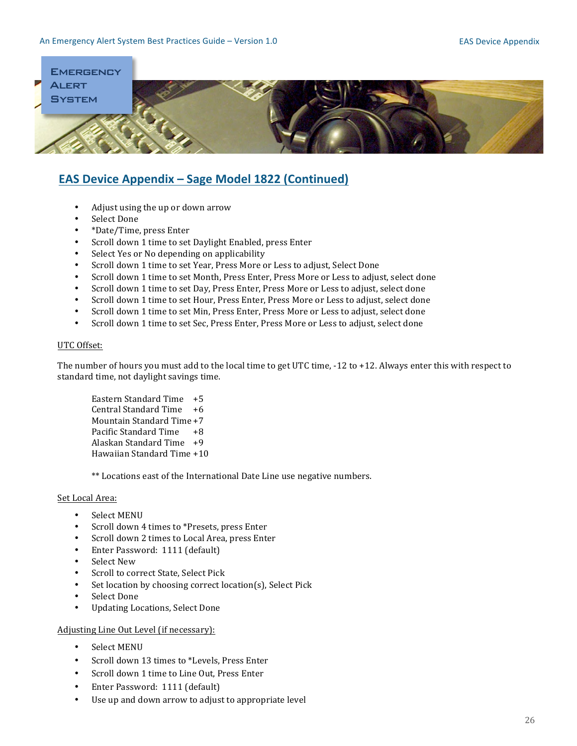## EAS Device Appendix – Sage Model 1822 (Continued)

- Adjust using the up or down arrow
- Select Done
- *Date/Time, press Enter
- Scroll down 1 time to set Daylight Enabled, press Enter
- Select Yes or No depending on applicability
- Scroll down 1 time to set Year, Press More or Less to adjust, Select Done
- Scroll down 1 time to set Month, Press Enter, Press More or Less to adjust, select done
- Scroll down 1 time to set Day, Press Enter, Press More or Less to adjust, select done
- Scroll down 1 time to set Hour, Press Enter, Press More or Less to adjust, select done
- Scroll down 1 time to set Min, Press Enter, Press More or Less to adjust, select done
- Scroll down 1 time to set Sec, Press Enter, Press More or Less to adjust, select done

UTC Offset:

The number of hours you must add to the local time to get UTC time, -12 to +12. Always enter this with respect to standard time, not daylight savings time.

Eastern Standard Time +5
Central Standard Time +6
Mountain Standard Time +7
Pacific Standard Time +8
Alaskan Standard Time +9
Hawaiian Standard Time +10

** Locations east of the International Date Line use negative numbers.

Set Local Area:

- Select MENU
- Scroll down 4 times to *Presets, press Enter
- Scroll down 2 times to Local Area, press Enter
- Enter Password: 1111 (default)
- Select New
- Scroll to correct State, Select Pick
- Set location by choosing correct location(s), Select Pick
- Select Done
- Updating Locations, Select Done

Adjusting Line Out Level (if necessary):

- Select MENU
- Scroll down 13 times to *Levels, Press Enter
- Scroll down 1 time to Line Out, Press Enter
- Enter Password: 1111 (default)
- Use up and down arrow to adjust to appropriate level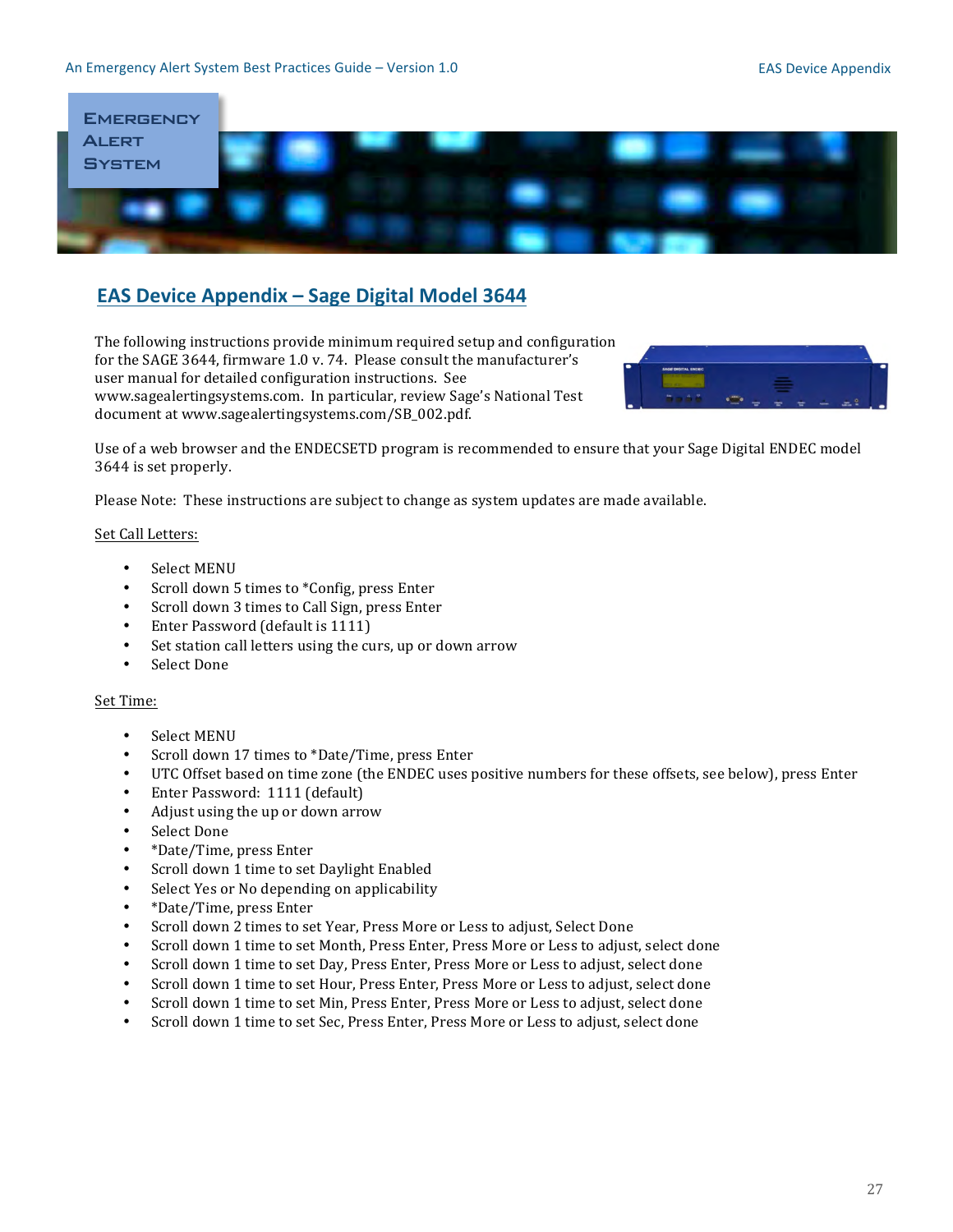## EAS Device Appendix – Sage Digital Model 3644

The following instructions provide minimum required setup and configuration for the SAGE 3644, firmware 1.0 v. 74. Please consult the manufacturer's user manual for detailed configuration instructions. See www.sagealertingsystems.com. In particular, review Sage's National Test document at www.sagealertingsystems.com/SB_002.pdf.

Use of a web browser and the ENDECSETD program is recommended to ensure that your Sage Digital ENDEC model 3644 is set properly.

Please Note: These instructions are subject to change as system updates are made available.

Set Call Letters:

- Select MENU
- Scroll down 5 times to *Config, press Enter
- Scroll down 3 times to Call Sign, press Enter
- Enter Password (default is 1111)
- Set station call letters using the curs, up or down arrow
- Select Done

Set Time:

- Select MENU
- Scroll down 17 times to *Date/Time, press Enter
- UTC Offset based on time zone (the ENDEC uses positive numbers for these offsets, see below), press Enter
- Enter Password: 1111 (default)
- Adjust using the up or down arrow
- Select Done
- *Date/Time, press Enter
- Scroll down 1 time to set Daylight Enabled
- Select Yes or No depending on applicability
- *Date/Time, press Enter
- Scroll down 2 times to set Year, Press More or Less to adjust, Select Done
- Scroll down 1 time to set Month, Press Enter, Press More or Less to adjust, select done
- Scroll down 1 time to set Day, Press Enter, Press More or Less to adjust, select done
- Scroll down 1 time to set Hour, Press Enter, Press More or Less to adjust, select done
- Scroll down 1 time to set Min, Press Enter, Press More or Less to adjust, select done
- Scroll down 1 time to set Sec, Press Enter, Press More or Less to adjust, select done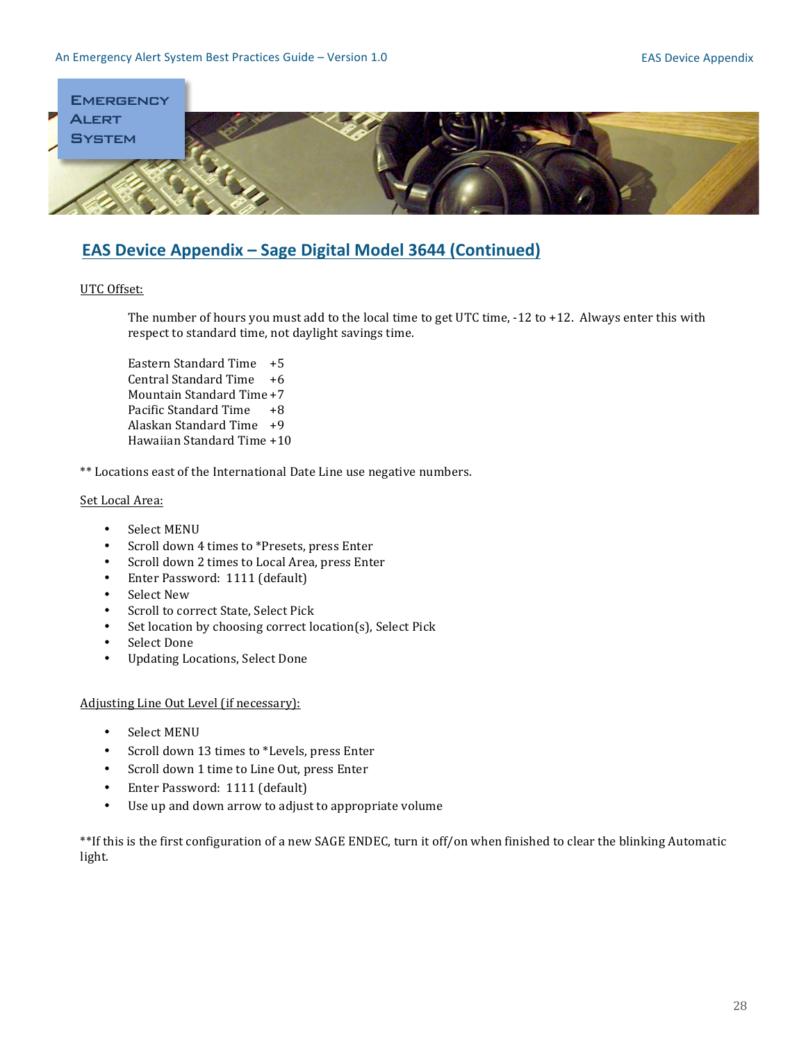# EAS Device Appendix – Sage Digital Model 3644 (Continued)

UTC Offset:

The number of hours you must add to the local time to get UTC time, -12 to +12. Always enter this with respect to standard time, not daylight savings time.

Eastern Standard Time +5
Central Standard Time +6
Mountain Standard Time +7
Pacific Standard Time +8
Alaskan Standard Time +9
Hawaiian Standard Time +10

** Locations east of the International Date Line use negative numbers.

Set Local Area:

- Select MENU
- Scroll down 4 times to *Presets, press Enter
- Scroll down 2 times to Local Area, press Enter
- Enter Password: 1111 (default)
- Select New
- Scroll to correct State, Select Pick
- Set location by choosing correct location(s), Select Pick
- Select Done
- Updating Locations, Select Done

Adjusting Line Out Level (if necessary):

- Select MENU
- Scroll down 13 times to *Levels, press Enter
- Scroll down 1 time to Line Out, press Enter
- Enter Password: 1111 (default)
- Use up and down arrow to adjust to appropriate volume

**If this is the first configuration of a new SAGE ENDEC, turn it off/on when finished to clear the blinking Automatic light.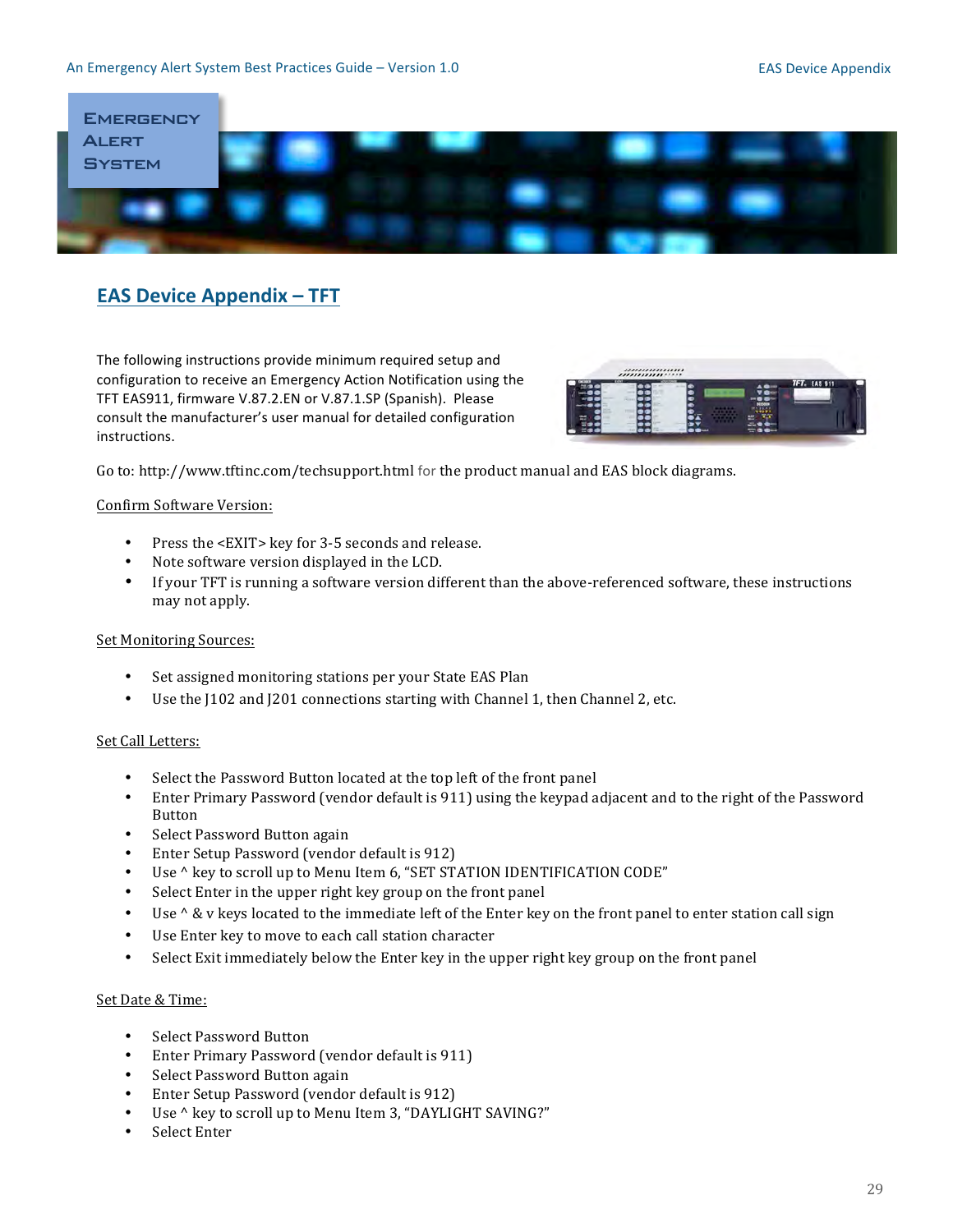# EAS Device Appendix – TFT

The following instructions provide minimum required setup and configuration to receive an Emergency Action Notification using the TFT EAS911, firmware V.87.2.EN or V.87.1.SP (Spanish). Please consult the manufacturer's user manual for detailed configuration instructions.

Go to: http://www.tftinc.com/techsupport.html for the product manual and EAS block diagrams.

Confirm Software Version:

- Press the <EXIT> key for 3-5 seconds and release.
- Note software version displayed in the LCD.
- If your TFT is running a software version different than the above-referenced software, these instructions may not apply.

Set Monitoring Sources:

- Set assigned monitoring stations per your State EAS Plan
- Use the J102 and J201 connections starting with Channel 1, then Channel 2, etc.

Set Call Letters:

- Select the Password Button located at the top left of the front panel
- Enter Primary Password (vendor default is 911) using the keypad adjacent and to the right of the Password Button
- Select Password Button again
- Enter Setup Password (vendor default is 912)
- Use ^ key to scroll up to Menu Item 6, "SET STATION IDENTIFICATION CODE"
- Select Enter in the upper right key group on the front panel
- Use ^ & v keys located to the immediate left of the Enter key on the front panel to enter station call sign
- Use Enter key to move to each call station character
- Select Exit immediately below the Enter key in the upper right key group on the front panel

Set Date & Time:

- Select Password Button
- Enter Primary Password (vendor default is 911)
- Select Password Button again
- Enter Setup Password (vendor default is 912)
- Use ^ key to scroll up to Menu Item 3, "DAYLIGHT SAVING?"
- Select Enter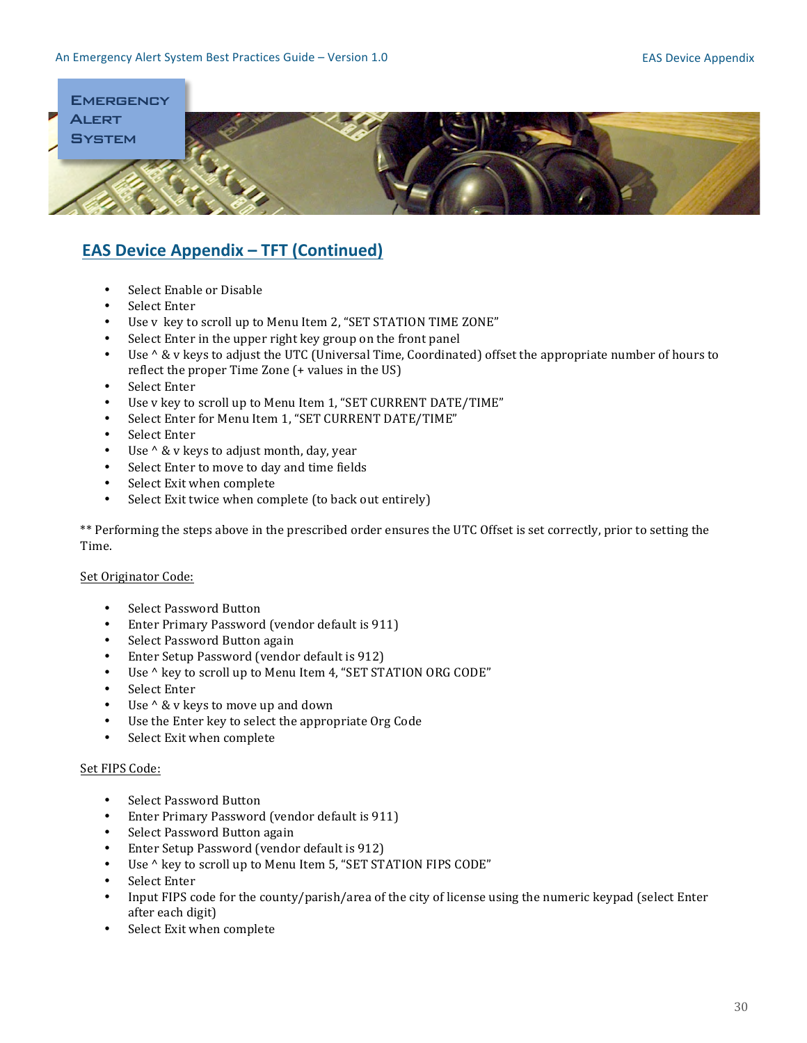## EAS Device Appendix – TFT (Continued)

- Select Enable or Disable
- Select Enter
- Use v  key to scroll up to Menu Item 2, "SET STATION TIME ZONE"
- Select Enter in the upper right key group on the front panel
- Use ^ & v keys to adjust the UTC (Universal Time, Coordinated) offset the appropriate number of hours to reflect the proper Time Zone (+ values in the US)
- Select Enter
- Use v key to scroll up to Menu Item 1, "SET CURRENT DATE/TIME"
- Select Enter for Menu Item 1, "SET CURRENT DATE/TIME"
- Select Enter
- Use ^ & v keys to adjust month, day, year
- Select Enter to move to day and time fields
- Select Exit when complete
- Select Exit twice when complete (to back out entirely)

** Performing the steps above in the prescribed order ensures the UTC Offset is set correctly, prior to setting the Time.

Set Originator Code:

- Select Password Button
- Enter Primary Password (vendor default is 911)
- Select Password Button again
- Enter Setup Password (vendor default is 912)
- Use ^ key to scroll up to Menu Item 4, "SET STATION ORG CODE"
- Select Enter
- Use ^ & v keys to move up and down
- Use the Enter key to select the appropriate Org Code
- Select Exit when complete

Set FIPS Code:

- Select Password Button
- Enter Primary Password (vendor default is 911)
- Select Password Button again
- Enter Setup Password (vendor default is 912)
- Use ^ key to scroll up to Menu Item 5, "SET STATION FIPS CODE"
- Select Enter
- Input FIPS code for the county/parish/area of the city of license using the numeric keypad (select Enter after each digit)
- Select Exit when complete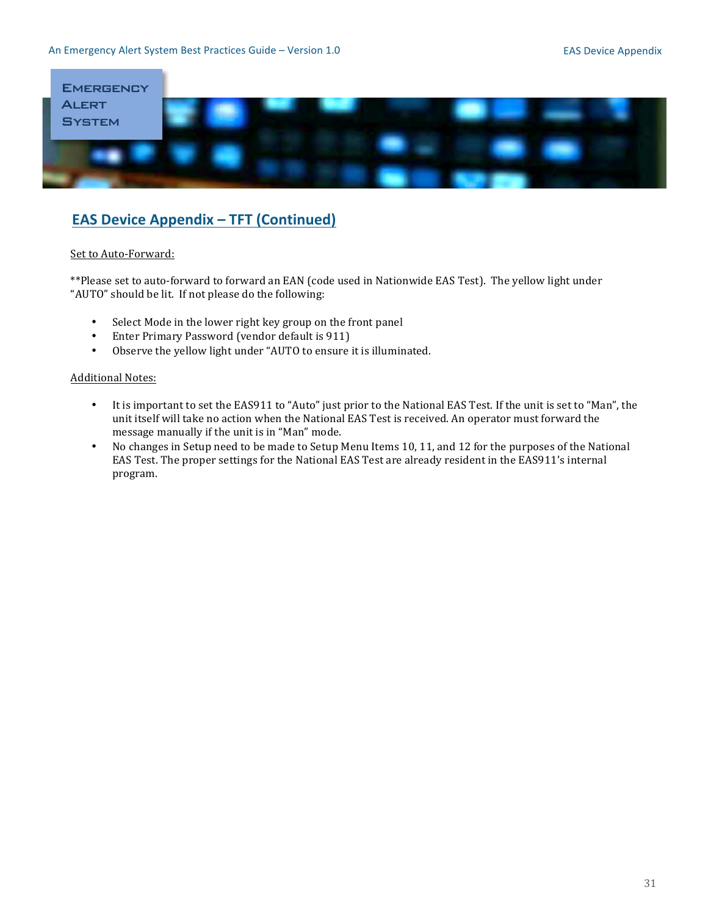## EAS Device Appendix – TFT (Continued)

Set to Auto-Forward:

**Please set to auto-forward to forward an EAN (code used in Nationwide EAS Test). The yellow light under "AUTO" should be lit. If not please do the following:

- Select Mode in the lower right key group on the front panel
- Enter Primary Password (vendor default is 911)
- Observe the yellow light under "AUTO to ensure it is illuminated.

Additional Notes:

- It is important to set the EAS911 to "Auto" just prior to the National EAS Test. If the unit is set to "Man", the unit itself will take no action when the National EAS Test is received. An operator must forward the message manually if the unit is in "Man" mode.
- No changes in Setup need to be made to Setup Menu Items 10, 11, and 12 for the purposes of the National EAS Test. The proper settings for the National EAS Test are already resident in the EAS911's internal program.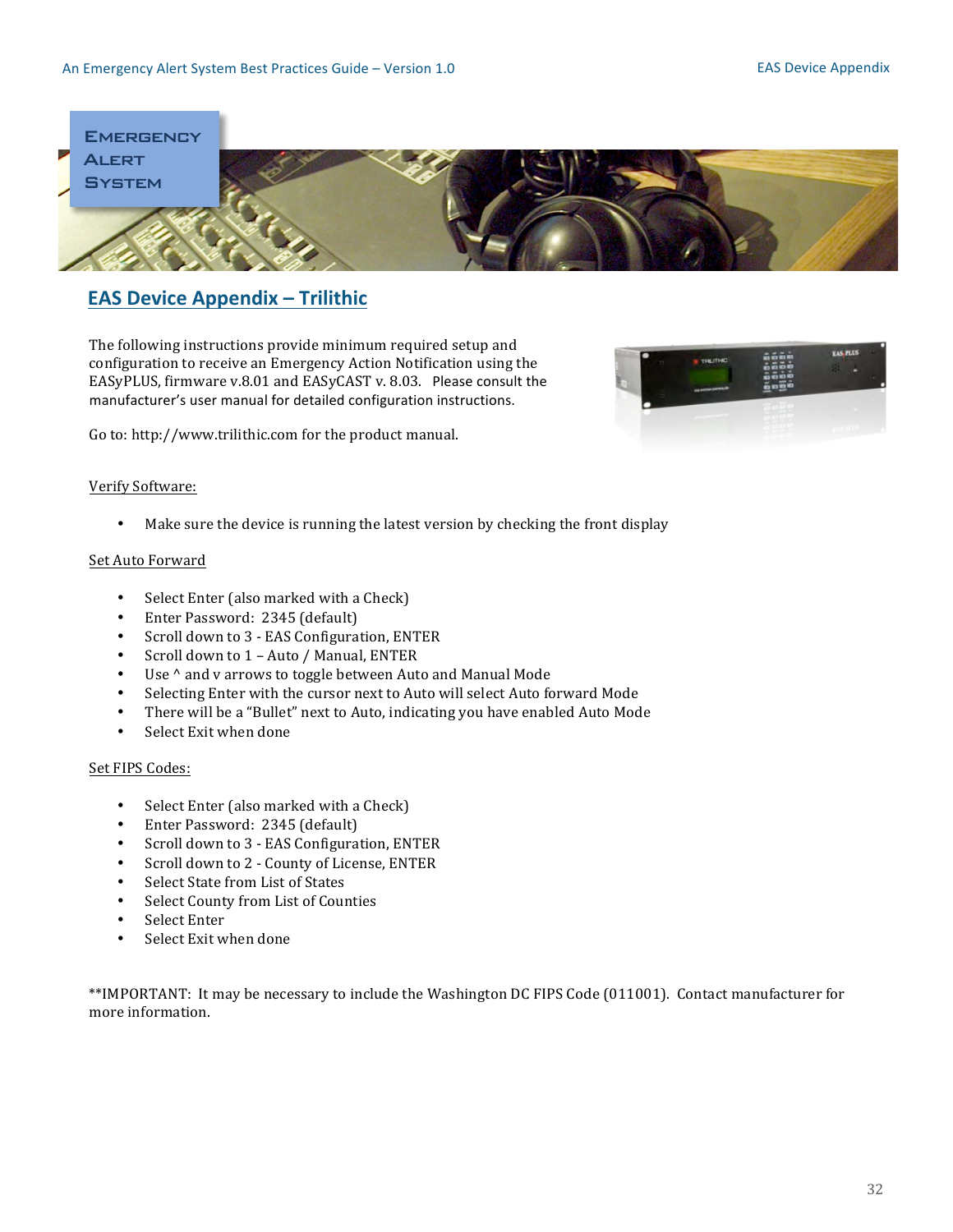# EAS Device Appendix – Trilithic

The following instructions provide minimum required setup and configuration to receive an Emergency Action Notification using the EASyPLUS, firmware v.8.01 and EASyCAST v. 8.03. Please consult the manufacturer's user manual for detailed configuration instructions.

Go to: http://www.trilithic.com for the product manual.

Verify Software:

- Make sure the device is running the latest version by checking the front display

Set Auto Forward

- Select Enter (also marked with a Check)
- Enter Password: 2345 (default)
- Scroll down to 3 - EAS Configuration, ENTER
- Scroll down to 1 – Auto / Manual, ENTER
- Use ^ and v arrows to toggle between Auto and Manual Mode
- Selecting Enter with the cursor next to Auto will select Auto forward Mode
- There will be a "Bullet" next to Auto, indicating you have enabled Auto Mode
- Select Exit when done

Set FIPS Codes:

- Select Enter (also marked with a Check)
- Enter Password: 2345 (default)
- Scroll down to 3 - EAS Configuration, ENTER
- Scroll down to 2 - County of License, ENTER
- Select State from List of States
- Select County from List of Counties
- Select Enter
- Select Exit when done

**IMPORTANT: It may be necessary to include the Washington DC FIPS Code (011001). Contact manufacturer for more information.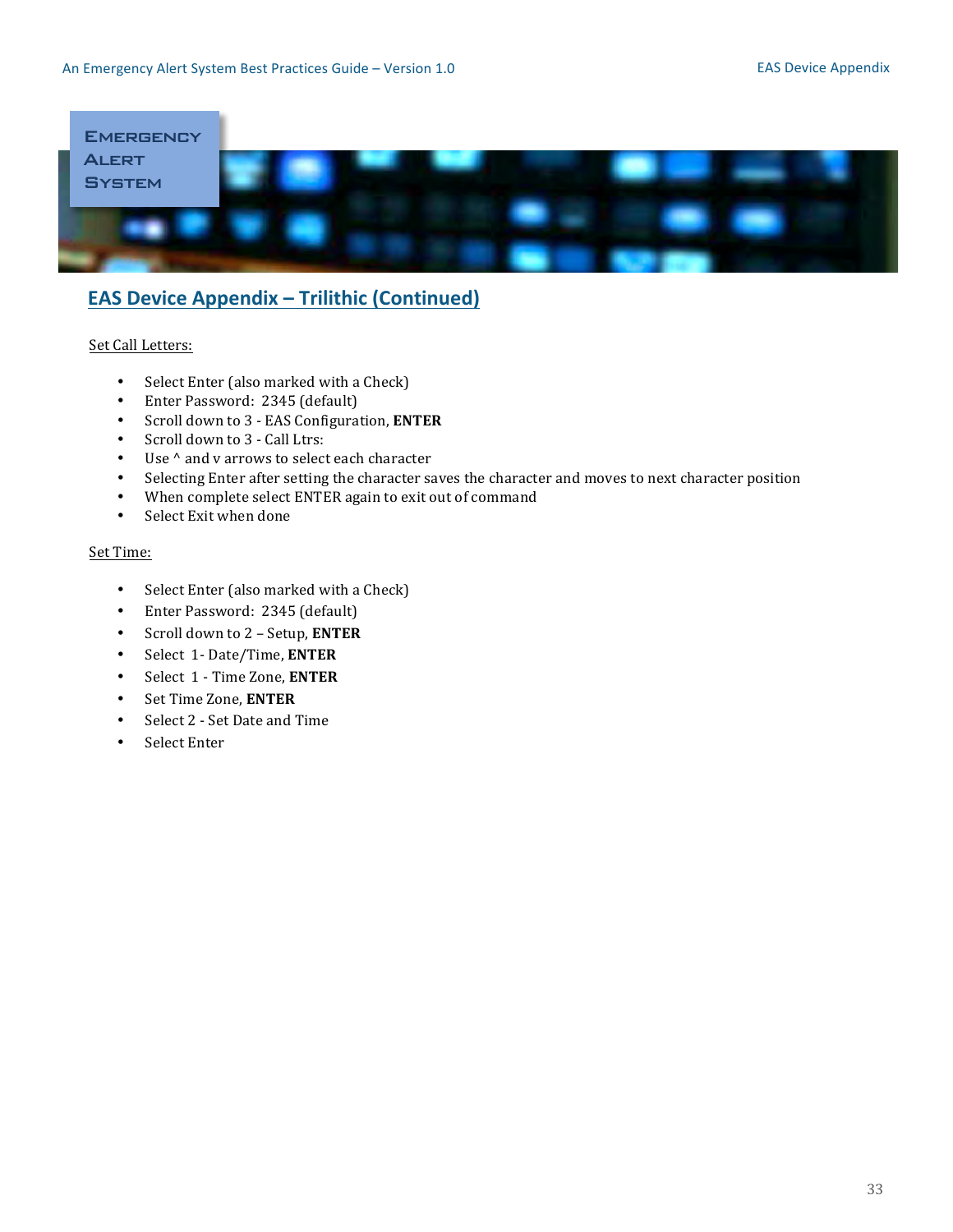## EAS Device Appendix – Trilithic (Continued)

Set Call Letters:

- Select Enter (also marked with a Check)
- Enter Password: 2345 (default)
- Scroll down to 3 - EAS Configuration, **ENTER**
- Scroll down to 3 - Call Ltrs:
- Use ^ and v arrows to select each character
- Selecting Enter after setting the character saves the character and moves to next character position
- When complete select ENTER again to exit out of command
- Select Exit when done

Set Time:

- Select Enter (also marked with a Check)
- Enter Password: 2345 (default)
- Scroll down to 2 – Setup, **ENTER**
- Select 1- Date/Time, **ENTER**
- Select 1 - Time Zone, **ENTER**
- Set Time Zone, **ENTER**
- Select 2 - Set Date and Time
- Select Enter